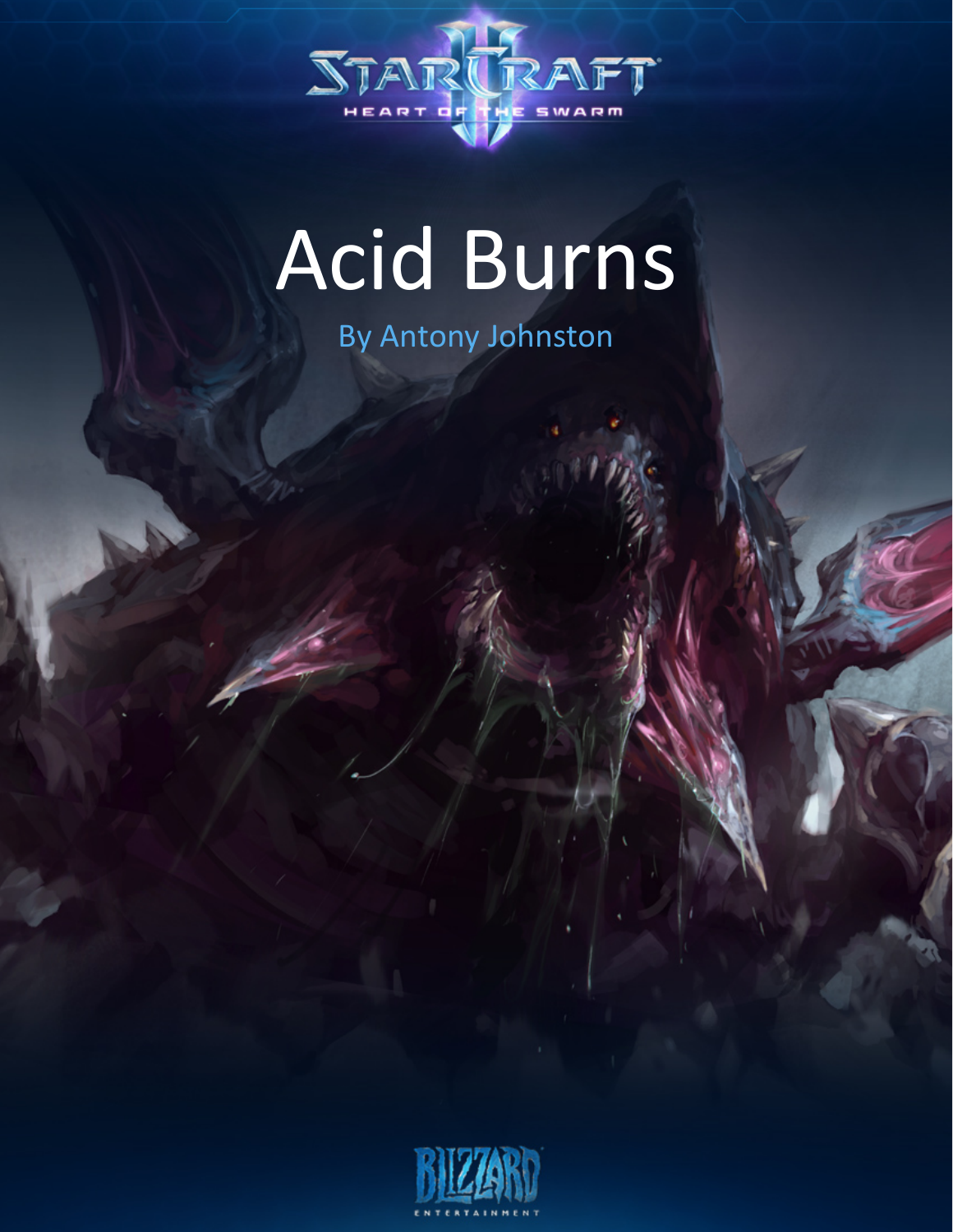# Acid Burns

By Antony Johnston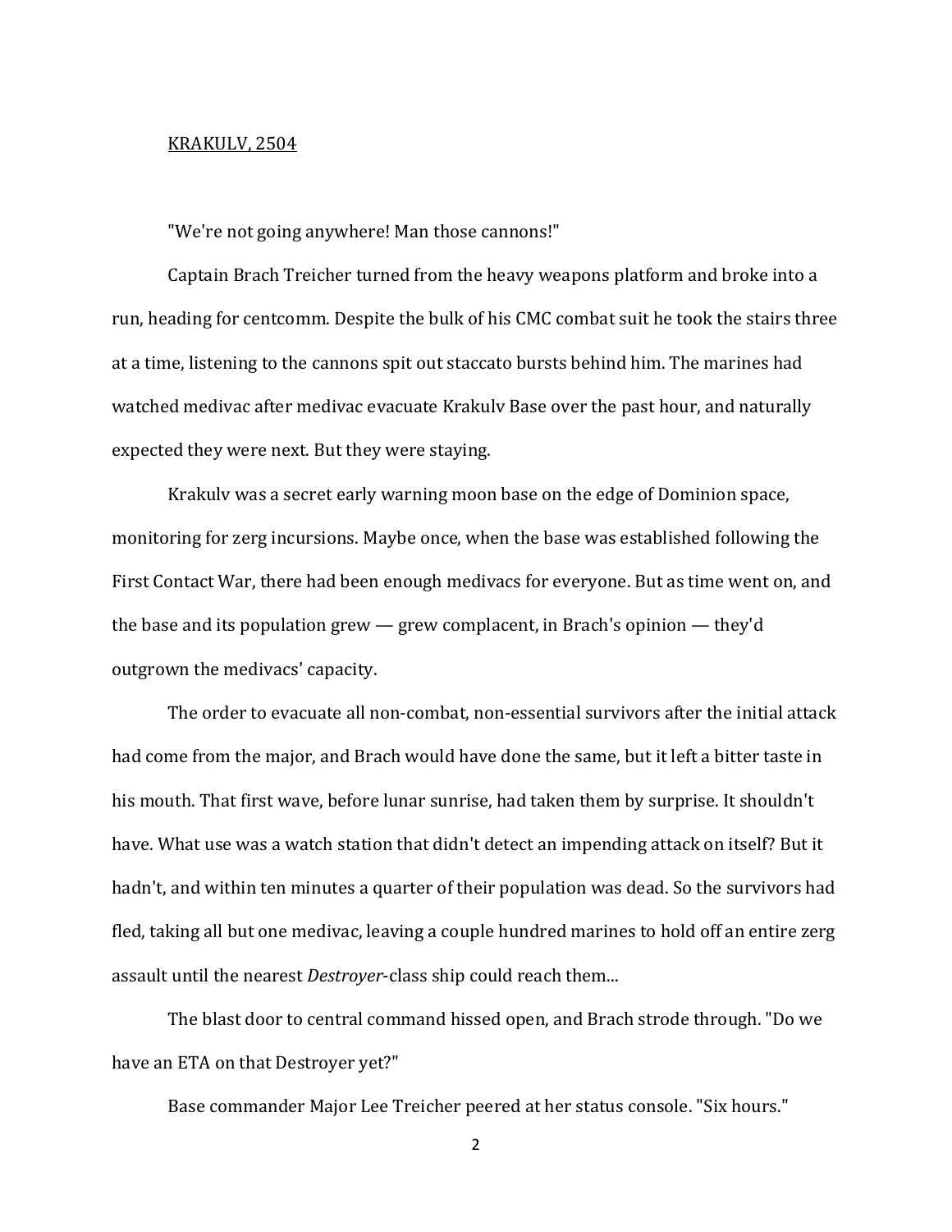KRAKULV, 2504

"We're not going anywhere! Man those cannons!"

Captain Brach Treicher turned from the heavy weapons platform and broke into a run, heading for centcomm. Despite the bulk of his CMC combat suit he took the stairs three at a time, listening to the cannons spit out staccato bursts behind him. The marines had watched medivac after medivac evacuate Krakulv Base over the past hour, and naturally expected they were next. But they were staying.

Krakulv was a secret early warning moon base on the edge of Dominion space, monitoring for zerg incursions. Maybe once, when the base was established following the First Contact War, there had been enough medivacs for everyone. But as time went on, and the base and its population grew — grew complacent, in Brach's opinion — they'd outgrown the medivacs' capacity.

The order to evacuate all non-combat, non-essential survivors after the initial attack had come from the major, and Brach would have done the same, but it left a bitter taste in his mouth. That first wave, before lunar sunrise, had taken them by surprise. It shouldn't have. What use was a watch station that didn't detect an impending attack on itself? But it hadn't, and within ten minutes a quarter of their population was dead. So the survivors had fled, taking all but one medivac, leaving a couple hundred marines to hold off an entire zerg assault until the nearest *Destroyer*-class ship could reach them...

The blast door to central command hissed open, and Brach strode through. "Do we have an ETA on that Destroyer yet?"

Base commander Major Lee Treicher peered at her status console. "Six hours."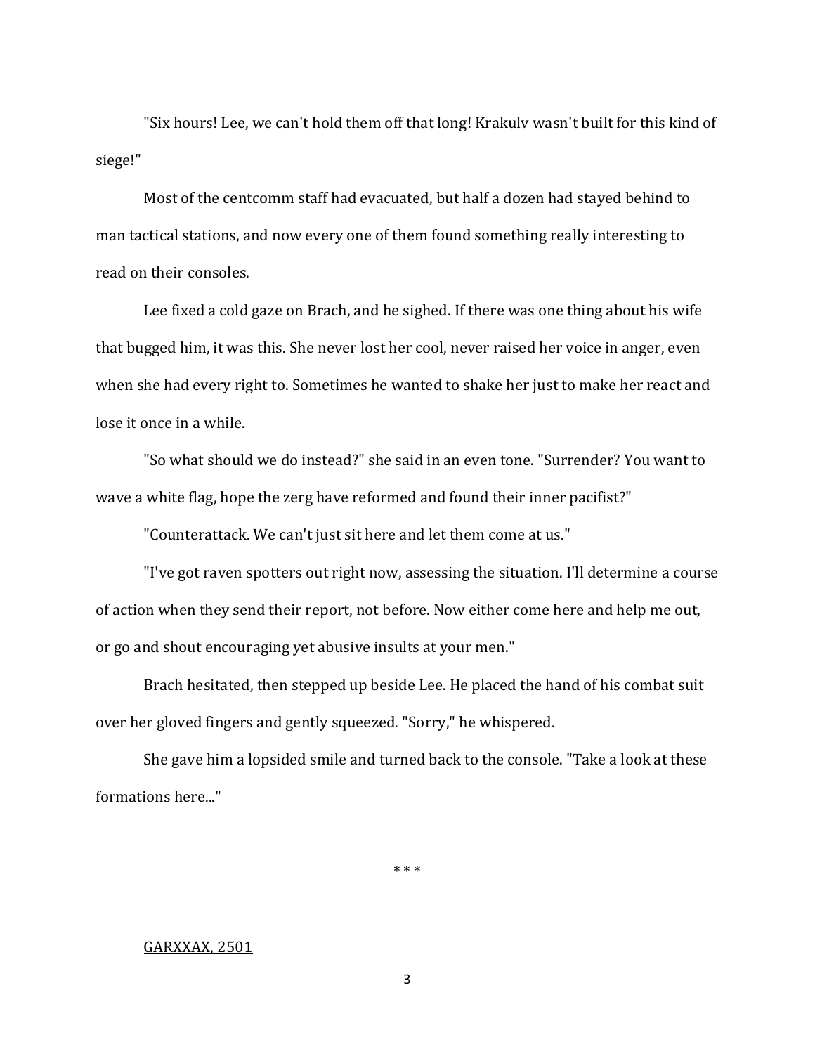"Six hours! Lee, we can't hold them off that long! Krakulv wasn't built for this kind of siege!"

Most of the centcomm staff had evacuated, but half a dozen had stayed behind to man tactical stations, and now every one of them found something really interesting to read on their consoles.

Lee fixed a cold gaze on Brach, and he sighed. If there was one thing about his wife that bugged him, it was this. She never lost her cool, never raised her voice in anger, even when she had every right to. Sometimes he wanted to shake her just to make her react and lose it once in a while.

"So what should we do instead?" she said in an even tone. "Surrender? You want to wave a white flag, hope the zerg have reformed and found their inner pacifist?"

"Counterattack. We can't just sit here and let them come at us."

"I've got raven spotters out right now, assessing the situation. I'll determine a course of action when they send their report, not before. Now either come here and help me out, or go and shout encouraging yet abusive insults at your men."

Brach hesitated, then stepped up beside Lee. He placed the hand of his combat suit over her gloved fingers and gently squeezed. "Sorry," he whispered.

She gave him a lopsided smile and turned back to the console. "Take a look at these formations here..."

\* \* \*

<u>GARXXAX, 2501</u>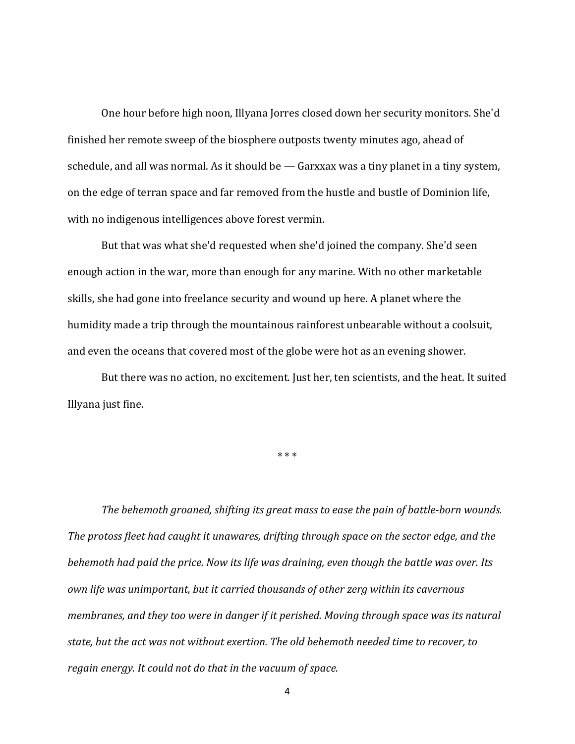One hour before high noon, Illyana Jorres closed down her security monitors. She'd finished her remote sweep of the biosphere outposts twenty minutes ago, ahead of schedule, and all was normal. As it should be — Garxxax was a tiny planet in a tiny system, on the edge of terran space and far removed from the hustle and bustle of Dominion life, with no indigenous intelligences above forest vermin.

But that was what she'd requested when she'd joined the company. She'd seen enough action in the war, more than enough for any marine. With no other marketable skills, she had gone into freelance security and wound up here. A planet where the humidity made a trip through the mountainous rainforest unbearable without a coolsuit, and even the oceans that covered most of the globe were hot as an evening shower.

But there was no action, no excitement. Just her, ten scientists, and the heat. It suited Illyana just fine.

\* \* \*

*The behemoth groaned, shifting its great mass to ease the pain of battle-born wounds. The protoss fleet had caught it unawares, drifting through space on the sector edge, and the behemoth had paid the price. Now its life was draining, even though the battle was over. Its own life was unimportant, but it carried thousands of other zerg within its cavernous membranes, and they too were in danger if it perished. Moving through space was its natural state, but the act was not without exertion. The old behemoth needed time to recover, to regain energy. It could not do that in the vacuum of space.*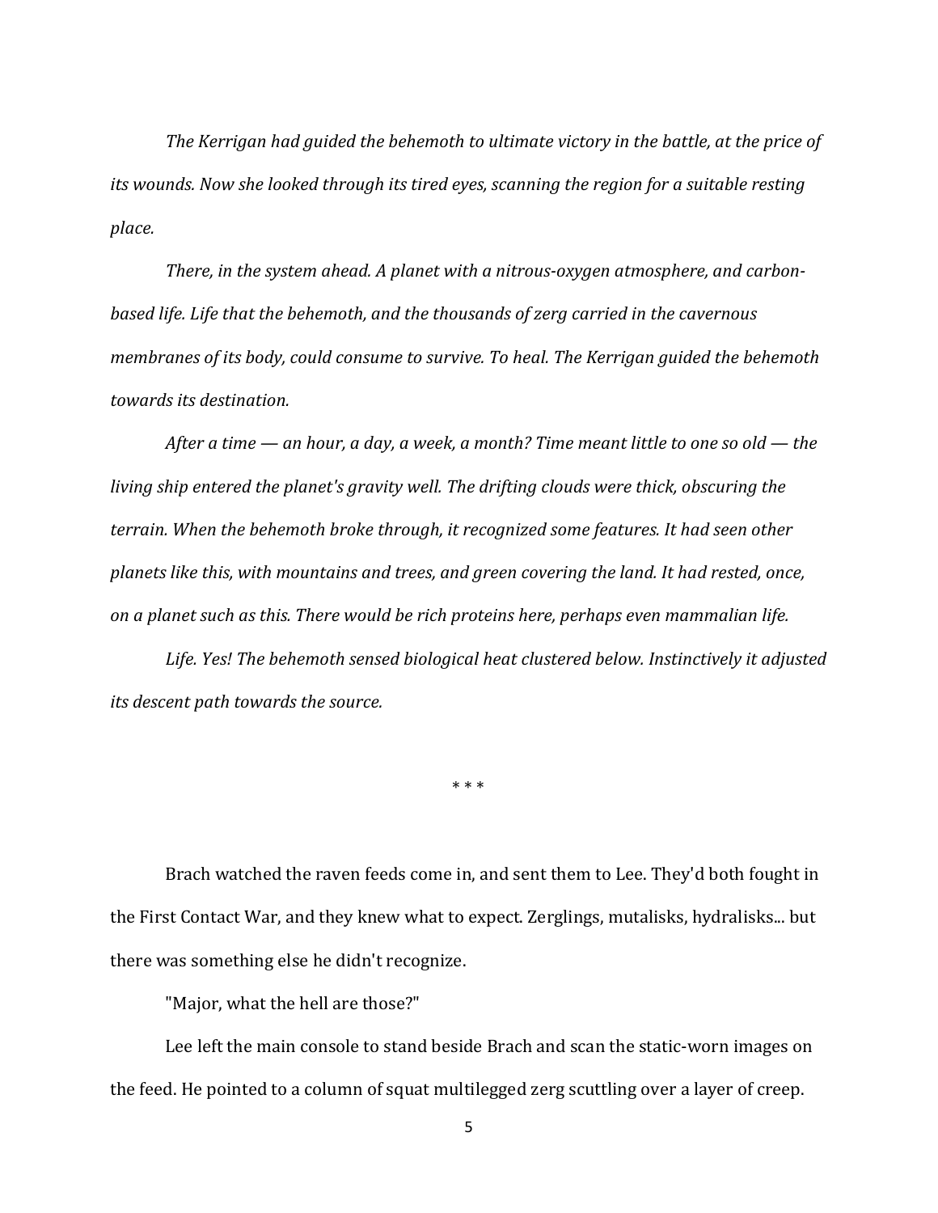*The Kerrigan had guided the behemoth to ultimate victory in the battle, at the price of its wounds. Now she looked through its tired eyes, scanning the region for a suitable resting place.*

*There, in the system ahead. A planet with a nitrous-oxygen atmosphere, and carbon-based life. Life that the behemoth, and the thousands of zerg carried in the cavernous membranes of its body, could consume to survive. To heal. The Kerrigan guided the behemoth towards its destination.*

*After a time — an hour, a day, a week, a month? Time meant little to one so old — the living ship entered the planet's gravity well. The drifting clouds were thick, obscuring the terrain. When the behemoth broke through, it recognized some features. It had seen other planets like this, with mountains and trees, and green covering the land. It had rested, once, on a planet such as this. There would be rich proteins here, perhaps even mammalian life.*

*Life. Yes! The behemoth sensed biological heat clustered below. Instinctively it adjusted its descent path towards the source.*

\* \* \*

Brach watched the raven feeds come in, and sent them to Lee. They'd both fought in the First Contact War, and they knew what to expect. Zerglings, mutalisks, hydralisks... but there was something else he didn't recognize.

"Major, what the hell are those?"

Lee left the main console to stand beside Brach and scan the static-worn images on the feed. He pointed to a column of squat multilegged zerg scuttling over a layer of creep.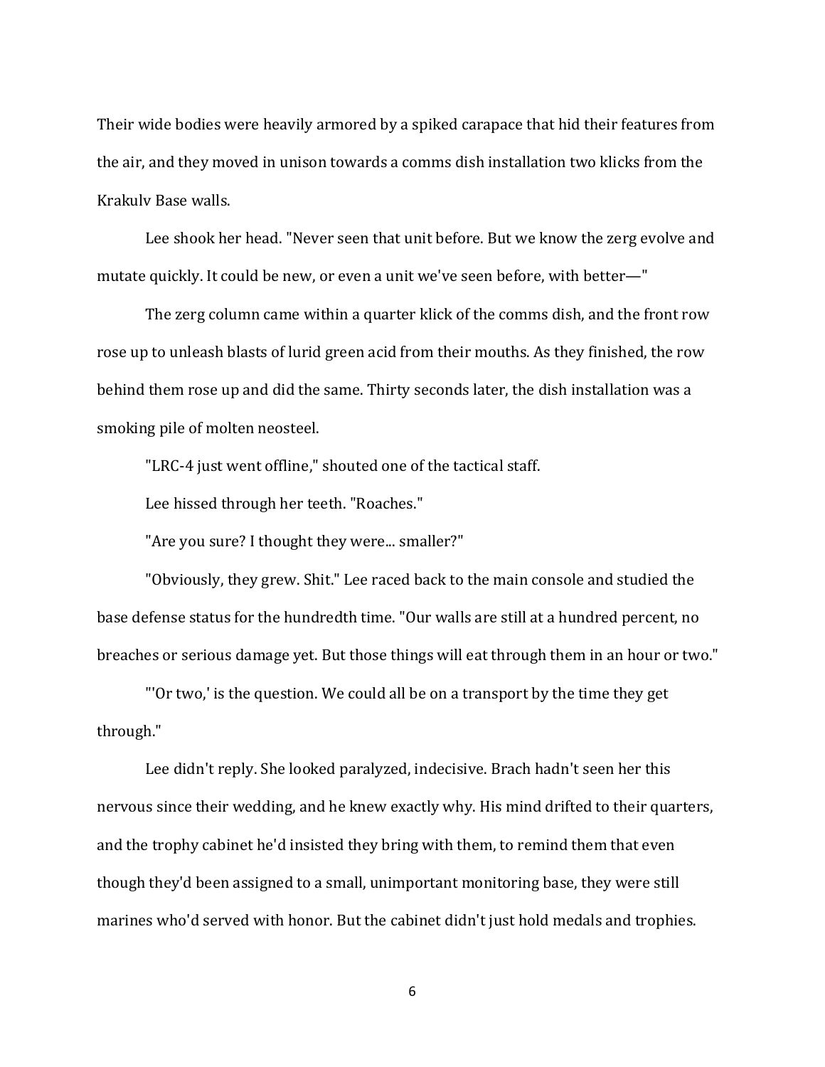Their wide bodies were heavily armored by a spiked carapace that hid their features from the air, and they moved in unison towards a comms dish installation two klicks from the Krakulv Base walls.

Lee shook her head. "Never seen that unit before. But we know the zerg evolve and mutate quickly. It could be new, or even a unit we've seen before, with better—"

The zerg column came within a quarter klick of the comms dish, and the front row rose up to unleash blasts of lurid green acid from their mouths. As they finished, the row behind them rose up and did the same. Thirty seconds later, the dish installation was a smoking pile of molten neosteel.

"LRC-4 just went offline," shouted one of the tactical staff.

Lee hissed through her teeth. "Roaches."

"Are you sure? I thought they were... smaller?"

"Obviously, they grew. Shit." Lee raced back to the main console and studied the base defense status for the hundredth time. "Our walls are still at a hundred percent, no breaches or serious damage yet. But those things will eat through them in an hour or two."

"'Or two,' is the question. We could all be on a transport by the time they get through."

Lee didn't reply. She looked paralyzed, indecisive. Brach hadn't seen her this nervous since their wedding, and he knew exactly why. His mind drifted to their quarters, and the trophy cabinet he'd insisted they bring with them, to remind them that even though they'd been assigned to a small, unimportant monitoring base, they were still marines who'd served with honor. But the cabinet didn't just hold medals and trophies.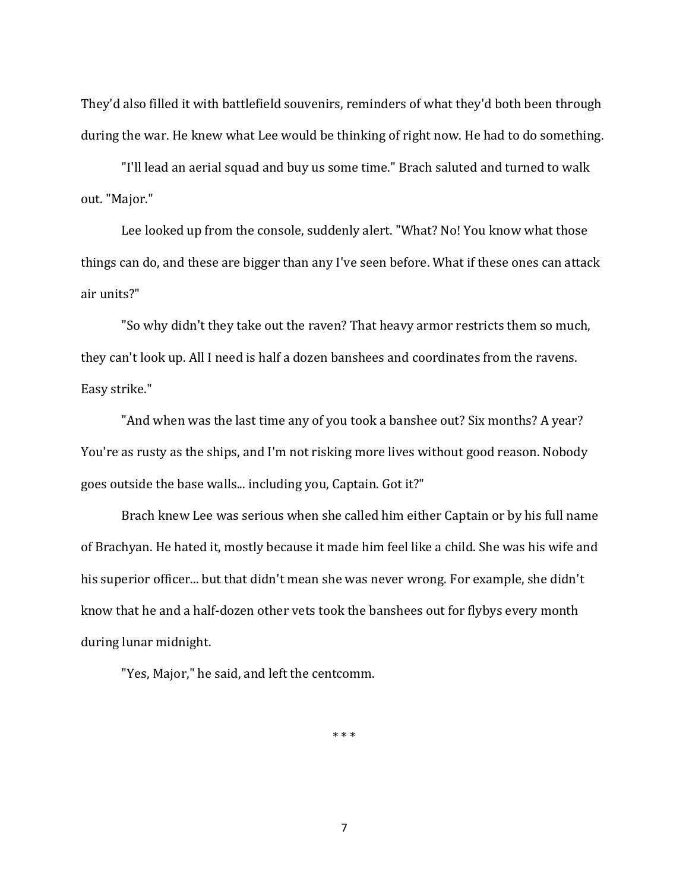They'd also filled it with battlefield souvenirs, reminders of what they'd both been through during the war. He knew what Lee would be thinking of right now. He had to do something.

"I'll lead an aerial squad and buy us some time." Brach saluted and turned to walk out. "Major."

Lee looked up from the console, suddenly alert. "What? No! You know what those things can do, and these are bigger than any I've seen before. What if these ones can attack air units?"

"So why didn't they take out the raven? That heavy armor restricts them so much, they can't look up. All I need is half a dozen banshees and coordinates from the ravens. Easy strike."

"And when was the last time any of you took a banshee out? Six months? A year? You're as rusty as the ships, and I'm not risking more lives without good reason. Nobody goes outside the base walls... including you, Captain. Got it?"

Brach knew Lee was serious when she called him either Captain or by his full name of Brachyan. He hated it, mostly because it made him feel like a child. She was his wife and his superior officer... but that didn't mean she was never wrong. For example, she didn't know that he and a half-dozen other vets took the banshees out for flybys every month during lunar midnight.

"Yes, Major," he said, and left the centcomm.

\* \* \*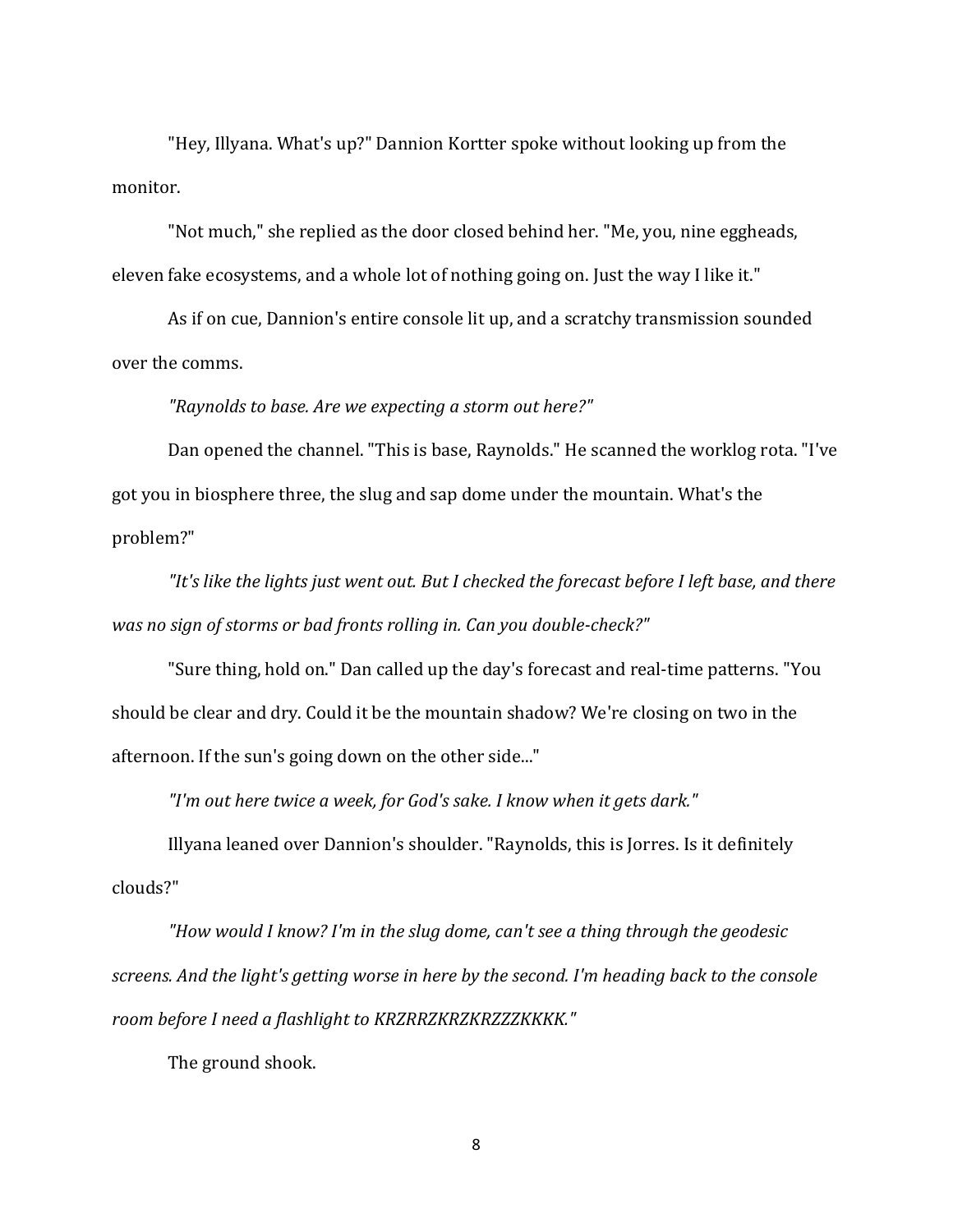"Hey, Illyana. What's up?" Dannion Kortter spoke without looking up from the monitor.

"Not much," she replied as the door closed behind her. "Me, you, nine eggheads, eleven fake ecosystems, and a whole lot of nothing going on. Just the way I like it."

As if on cue, Dannion's entire console lit up, and a scratchy transmission sounded over the comms.

*"Raynolds to base. Are we expecting a storm out here?"*

Dan opened the channel. "This is base, Raynolds." He scanned the worklog rota. "I've got you in biosphere three, the slug and sap dome under the mountain. What's the problem?"

*"It's like the lights just went out. But I checked the forecast before I left base, and there was no sign of storms or bad fronts rolling in. Can you double-check?"*

"Sure thing, hold on." Dan called up the day's forecast and real-time patterns. "You should be clear and dry. Could it be the mountain shadow? We're closing on two in the afternoon. If the sun's going down on the other side..."

*"I'm out here twice a week, for God's sake. I know when it gets dark."*

Illyana leaned over Dannion's shoulder. "Raynolds, this is Jorres. Is it definitely clouds?"

*"How would I know? I'm in the slug dome, can't see a thing through the geodesic screens. And the light's getting worse in here by the second. I'm heading back to the console room before I need a flashlight to KRZRRZKRZKRZZZKKKK."*

The ground shook.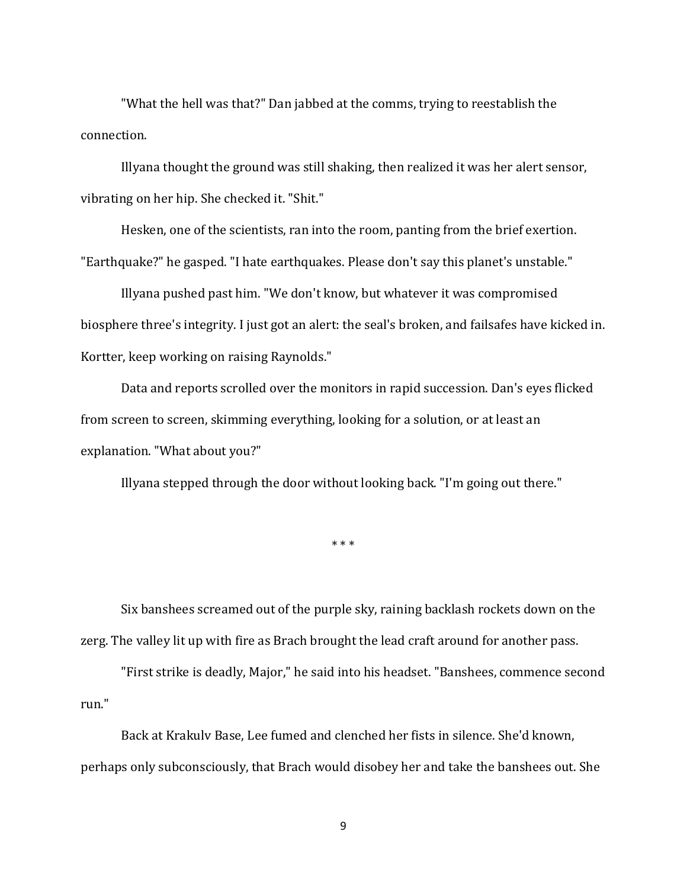"What the hell was that?" Dan jabbed at the comms, trying to reestablish the connection.

Illyana thought the ground was still shaking, then realized it was her alert sensor, vibrating on her hip. She checked it. "Shit."

Hesken, one of the scientists, ran into the room, panting from the brief exertion. "Earthquake?" he gasped. "I hate earthquakes. Please don't say this planet's unstable."

Illyana pushed past him. "We don't know, but whatever it was compromised biosphere three's integrity. I just got an alert: the seal's broken, and failsafes have kicked in. Kortter, keep working on raising Raynolds."

Data and reports scrolled over the monitors in rapid succession. Dan's eyes flicked from screen to screen, skimming everything, looking for a solution, or at least an explanation. "What about you?"

Illyana stepped through the door without looking back. "I'm going out there."

* * *

Six banshees screamed out of the purple sky, raining backlash rockets down on the zerg. The valley lit up with fire as Brach brought the lead craft around for another pass.

"First strike is deadly, Major," he said into his headset. "Banshees, commence second run."

Back at Krakulv Base, Lee fumed and clenched her fists in silence. She'd known, perhaps only subconsciously, that Brach would disobey her and take the banshees out. She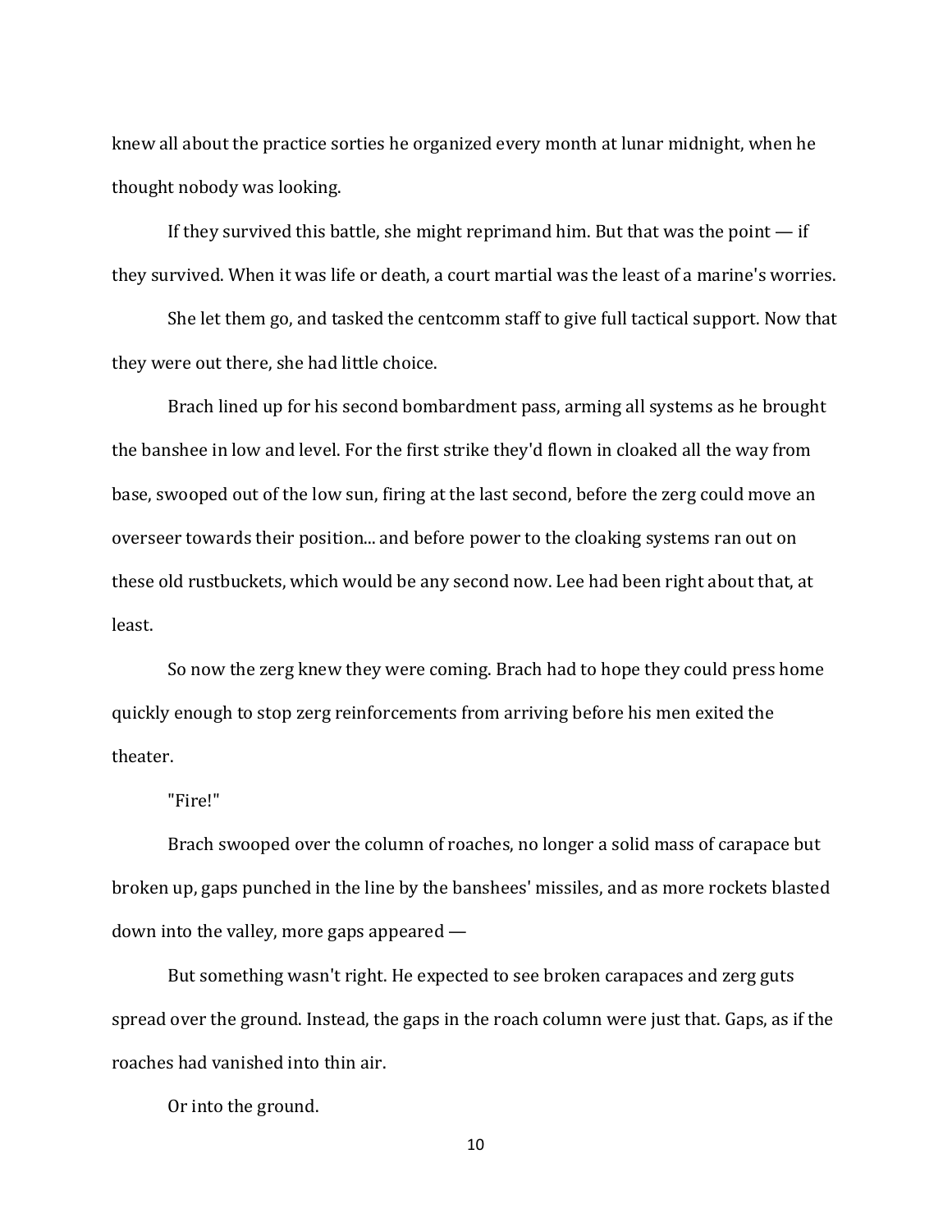knew all about the practice sorties he organized every month at lunar midnight, when he thought nobody was looking.

If they survived this battle, she might reprimand him. But that was the point — if they survived. When it was life or death, a court martial was the least of a marine's worries.

She let them go, and tasked the centcomm staff to give full tactical support. Now that they were out there, she had little choice.

Brach lined up for his second bombardment pass, arming all systems as he brought the banshee in low and level. For the first strike they'd flown in cloaked all the way from base, swooped out of the low sun, firing at the last second, before the zerg could move an overseer towards their position... and before power to the cloaking systems ran out on these old rustbuckets, which would be any second now. Lee had been right about that, at least.

So now the zerg knew they were coming. Brach had to hope they could press home quickly enough to stop zerg reinforcements from arriving before his men exited the theater.

"Fire!"

Brach swooped over the column of roaches, no longer a solid mass of carapace but broken up, gaps punched in the line by the banshees' missiles, and as more rockets blasted down into the valley, more gaps appeared —

But something wasn't right. He expected to see broken carapaces and zerg guts spread over the ground. Instead, the gaps in the roach column were just that. Gaps, as if the roaches had vanished into thin air.

Or into the ground.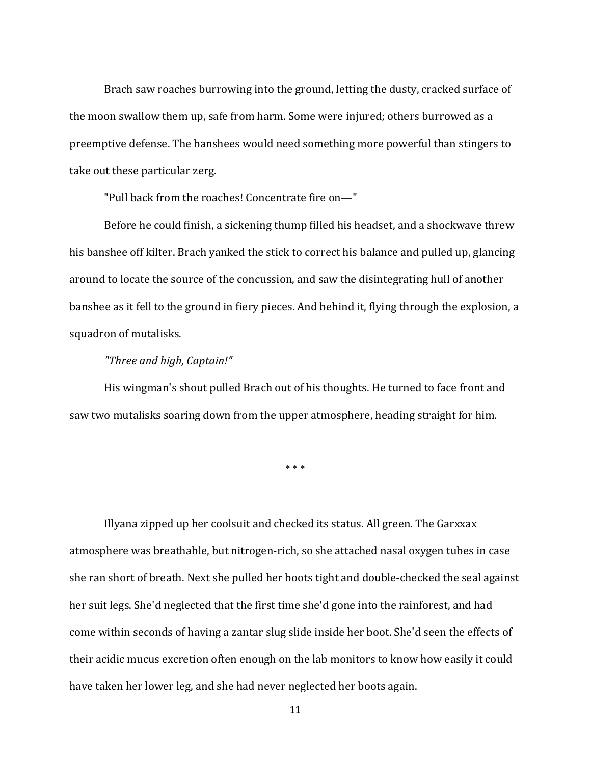Brach saw roaches burrowing into the ground, letting the dusty, cracked surface of the moon swallow them up, safe from harm. Some were injured; others burrowed as a preemptive defense. The banshees would need something more powerful than stingers to take out these particular zerg.

"Pull back from the roaches! Concentrate fire on—"

Before he could finish, a sickening thump filled his headset, and a shockwave threw his banshee off kilter. Brach yanked the stick to correct his balance and pulled up, glancing around to locate the source of the concussion, and saw the disintegrating hull of another banshee as it fell to the ground in fiery pieces. And behind it, flying through the explosion, a squadron of mutalisks.

*"Three and high, Captain!"*

His wingman's shout pulled Brach out of his thoughts. He turned to face front and saw two mutalisks soaring down from the upper atmosphere, heading straight for him.

\* \* \*

Illyana zipped up her coolsuit and checked its status. All green. The Garxxax atmosphere was breathable, but nitrogen-rich, so she attached nasal oxygen tubes in case she ran short of breath. Next she pulled her boots tight and double-checked the seal against her suit legs. She'd neglected that the first time she'd gone into the rainforest, and had come within seconds of having a zantar slug slide inside her boot. She'd seen the effects of their acidic mucus excretion often enough on the lab monitors to know how easily it could have taken her lower leg, and she had never neglected her boots again.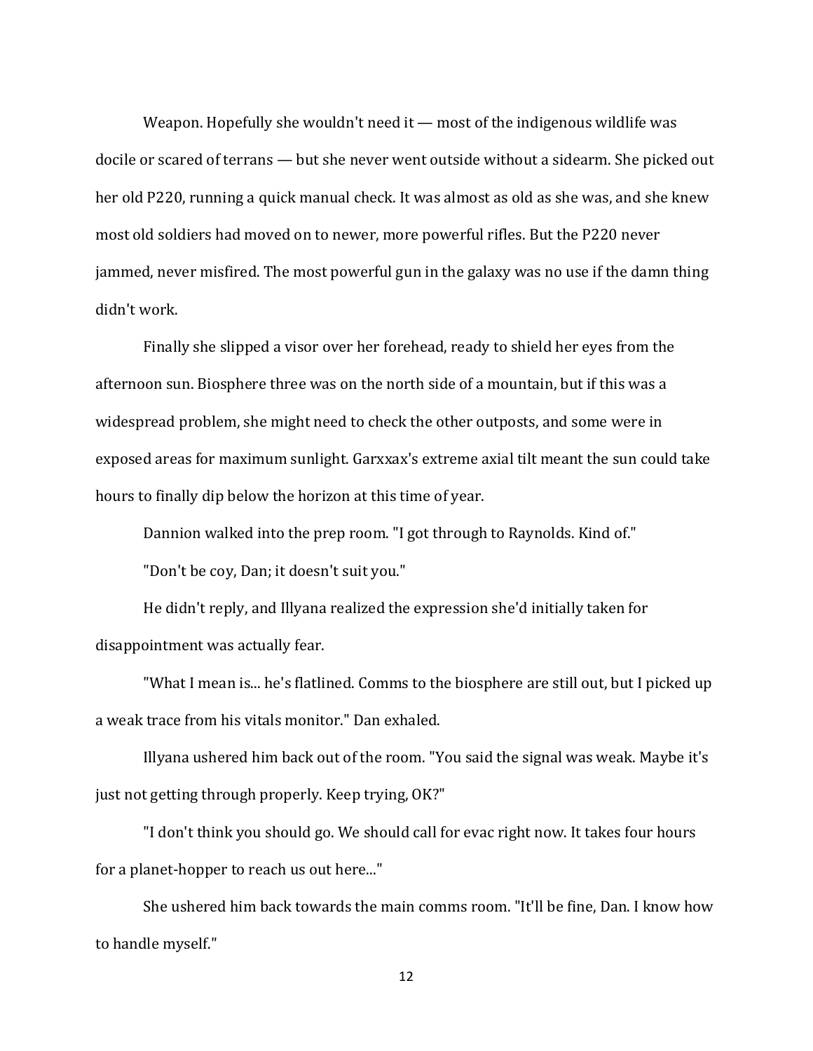Weapon. Hopefully she wouldn't need it — most of the indigenous wildlife was docile or scared of terrans — but she never went outside without a sidearm. She picked out her old P220, running a quick manual check. It was almost as old as she was, and she knew most old soldiers had moved on to newer, more powerful rifles. But the P220 never jammed, never misfired. The most powerful gun in the galaxy was no use if the damn thing didn't work.

Finally she slipped a visor over her forehead, ready to shield her eyes from the afternoon sun. Biosphere three was on the north side of a mountain, but if this was a widespread problem, she might need to check the other outposts, and some were in exposed areas for maximum sunlight. Garxxax's extreme axial tilt meant the sun could take hours to finally dip below the horizon at this time of year.

Dannion walked into the prep room. "I got through to Raynolds. Kind of."

"Don't be coy, Dan; it doesn't suit you."

He didn't reply, and Illyana realized the expression she'd initially taken for disappointment was actually fear.

"What I mean is... he's flatlined. Comms to the biosphere are still out, but I picked up a weak trace from his vitals monitor." Dan exhaled.

Illyana ushered him back out of the room. "You said the signal was weak. Maybe it's just not getting through properly. Keep trying, OK?"

"I don't think you should go. We should call for evac right now. It takes four hours for a planet-hopper to reach us out here..."

She ushered him back towards the main comms room. "It'll be fine, Dan. I know how to handle myself."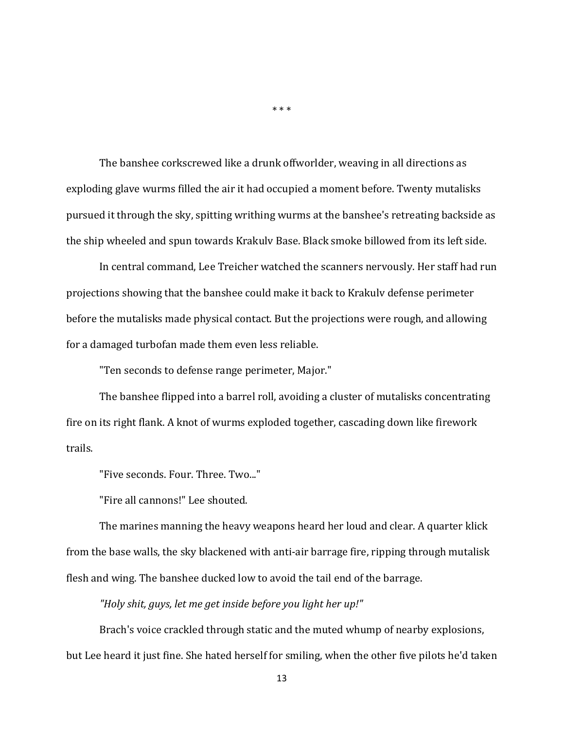\* \* \*

The banshee corkscrewed like a drunk offworlder, weaving in all directions as exploding glave wurms filled the air it had occupied a moment before. Twenty mutalisks pursued it through the sky, spitting writhing wurms at the banshee's retreating backside as the ship wheeled and spun towards Krakulv Base. Black smoke billowed from its left side.

In central command, Lee Treicher watched the scanners nervously. Her staff had run projections showing that the banshee could make it back to Krakulv defense perimeter before the mutalisks made physical contact. But the projections were rough, and allowing for a damaged turbofan made them even less reliable.

"Ten seconds to defense range perimeter, Major."

The banshee flipped into a barrel roll, avoiding a cluster of mutalisks concentrating fire on its right flank. A knot of wurms exploded together, cascading down like firework trails.

"Five seconds. Four. Three. Two..."

"Fire all cannons!" Lee shouted.

The marines manning the heavy weapons heard her loud and clear. A quarter klick from the base walls, the sky blackened with anti-air barrage fire, ripping through mutalisk flesh and wing. The banshee ducked low to avoid the tail end of the barrage.

*"Holy shit, guys, let me get inside before you light her up!"*

Brach's voice crackled through static and the muted whump of nearby explosions, but Lee heard it just fine. She hated herself for smiling, when the other five pilots he'd taken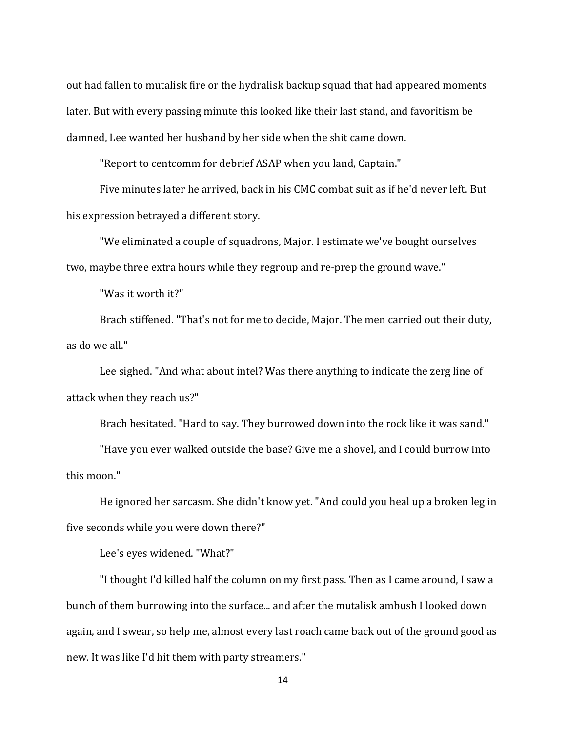out had fallen to mutalisk fire or the hydralisk backup squad that had appeared moments later. But with every passing minute this looked like their last stand, and favoritism be damned, Lee wanted her husband by her side when the shit came down.

"Report to centcomm for debrief ASAP when you land, Captain."

Five minutes later he arrived, back in his CMC combat suit as if he'd never left. But his expression betrayed a different story.

"We eliminated a couple of squadrons, Major. I estimate we've bought ourselves two, maybe three extra hours while they regroup and re-prep the ground wave."

"Was it worth it?"

Brach stiffened. "That's not for me to decide, Major. The men carried out their duty, as do we all."

Lee sighed. "And what about intel? Was there anything to indicate the zerg line of attack when they reach us?"

Brach hesitated. "Hard to say. They burrowed down into the rock like it was sand."

"Have you ever walked outside the base? Give me a shovel, and I could burrow into this moon."

He ignored her sarcasm. She didn't know yet. "And could you heal up a broken leg in five seconds while you were down there?"

Lee's eyes widened. "What?"

"I thought I'd killed half the column on my first pass. Then as I came around, I saw a bunch of them burrowing into the surface... and after the mutalisk ambush I looked down again, and I swear, so help me, almost every last roach came back out of the ground good as new. It was like I'd hit them with party streamers."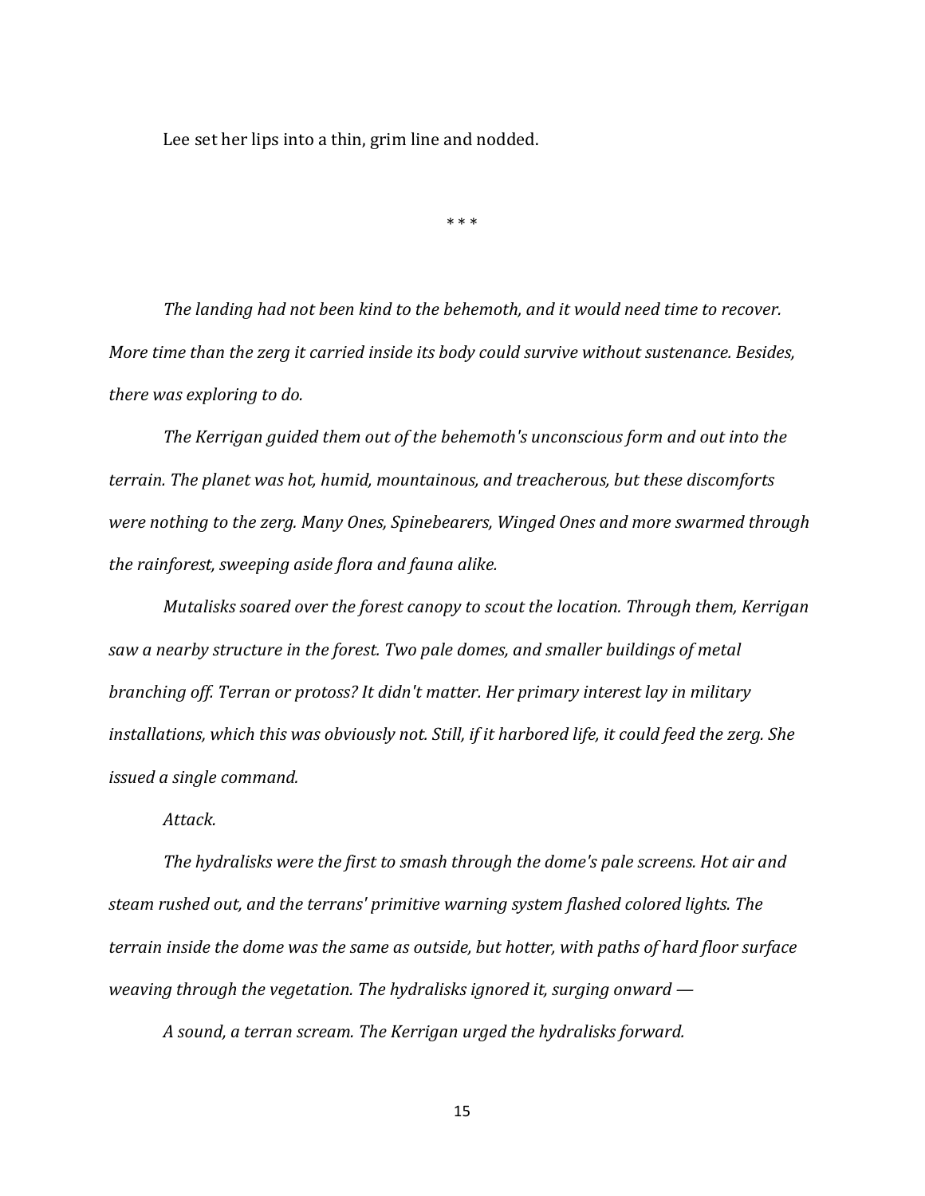Lee set her lips into a thin, grim line and nodded.

* * *

*The landing had not been kind to the behemoth, and it would need time to recover. More time than the zerg it carried inside its body could survive without sustenance. Besides, there was exploring to do.*

*The Kerrigan guided them out of the behemoth's unconscious form and out into the terrain. The planet was hot, humid, mountainous, and treacherous, but these discomforts were nothing to the zerg. Many Ones, Spinebearers, Winged Ones and more swarmed through the rainforest, sweeping aside flora and fauna alike.*

*Mutalisks soared over the forest canopy to scout the location. Through them, Kerrigan saw a nearby structure in the forest. Two pale domes, and smaller buildings of metal branching off. Terran or protoss? It didn't matter. Her primary interest lay in military installations, which this was obviously not. Still, if it harbored life, it could feed the zerg. She issued a single command.*

*Attack.*

*The hydralisks were the first to smash through the dome's pale screens. Hot air and steam rushed out, and the terrans' primitive warning system flashed colored lights. The terrain inside the dome was the same as outside, but hotter, with paths of hard floor surface weaving through the vegetation. The hydralisks ignored it, surging onward —*

*A sound, a terran scream. The Kerrigan urged the hydralisks forward.*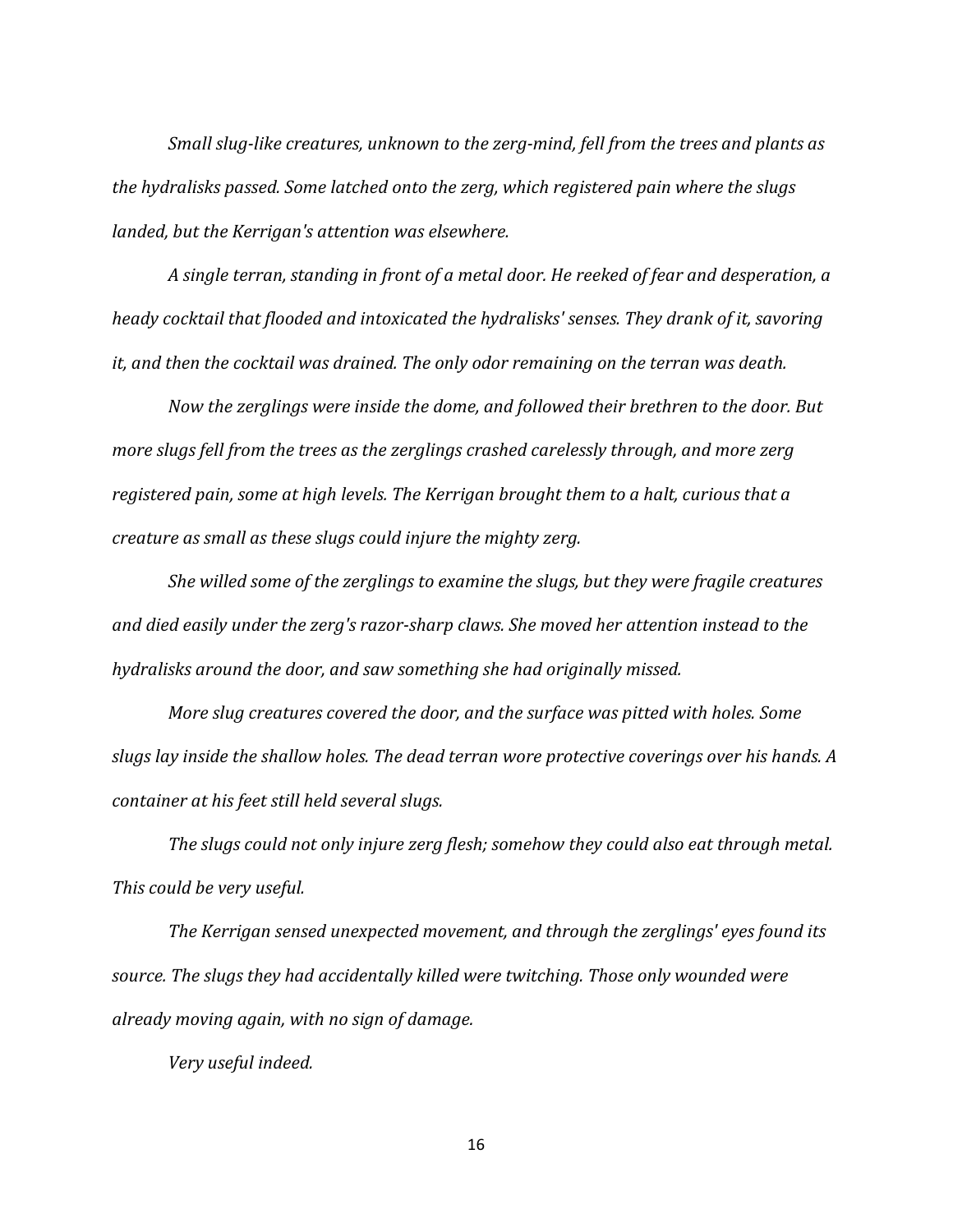*Small slug-like creatures, unknown to the zerg-mind, fell from the trees and plants as the hydralisks passed. Some latched onto the zerg, which registered pain where the slugs landed, but the Kerrigan's attention was elsewhere.*

*A single terran, standing in front of a metal door. He reeked of fear and desperation, a heady cocktail that flooded and intoxicated the hydralisks' senses. They drank of it, savoring it, and then the cocktail was drained. The only odor remaining on the terran was death.*

*Now the zerglings were inside the dome, and followed their brethren to the door. But more slugs fell from the trees as the zerglings crashed carelessly through, and more zerg registered pain, some at high levels. The Kerrigan brought them to a halt, curious that a creature as small as these slugs could injure the mighty zerg.*

*She willed some of the zerglings to examine the slugs, but they were fragile creatures and died easily under the zerg's razor-sharp claws. She moved her attention instead to the hydralisks around the door, and saw something she had originally missed.*

*More slug creatures covered the door, and the surface was pitted with holes. Some slugs lay inside the shallow holes. The dead terran wore protective coverings over his hands. A container at his feet still held several slugs.*

*The slugs could not only injure zerg flesh; somehow they could also eat through metal. This could be very useful.*

*The Kerrigan sensed unexpected movement, and through the zerglings' eyes found its source. The slugs they had accidentally killed were twitching. Those only wounded were already moving again, with no sign of damage.*

*Very useful indeed.*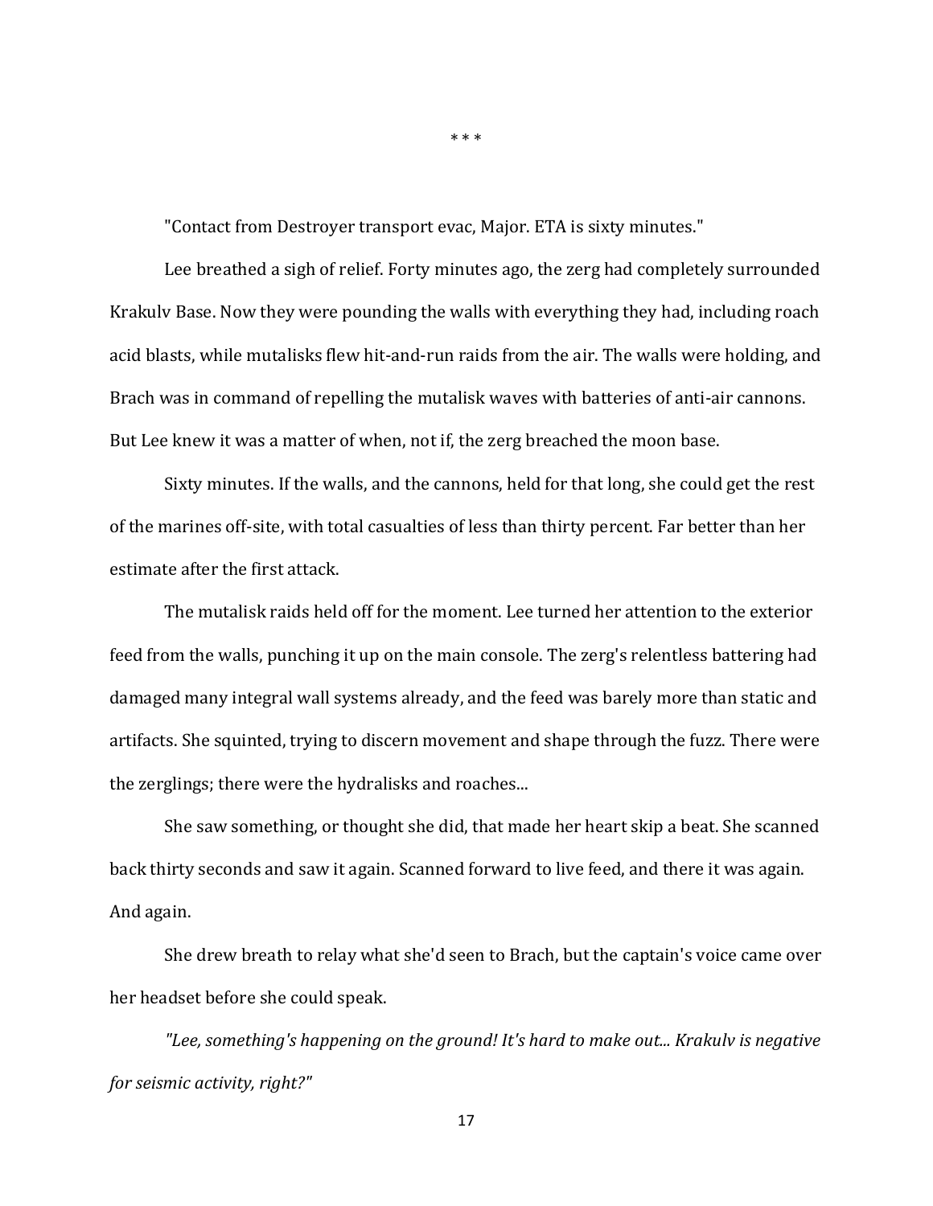* * *

"Contact from Destroyer transport evac, Major. ETA is sixty minutes."

Lee breathed a sigh of relief. Forty minutes ago, the zerg had completely surrounded Krakulv Base. Now they were pounding the walls with everything they had, including roach acid blasts, while mutalisks flew hit-and-run raids from the air. The walls were holding, and Brach was in command of repelling the mutalisk waves with batteries of anti-air cannons. But Lee knew it was a matter of when, not if, the zerg breached the moon base.

Sixty minutes. If the walls, and the cannons, held for that long, she could get the rest of the marines off-site, with total casualties of less than thirty percent. Far better than her estimate after the first attack.

The mutalisk raids held off for the moment. Lee turned her attention to the exterior feed from the walls, punching it up on the main console. The zerg's relentless battering had damaged many integral wall systems already, and the feed was barely more than static and artifacts. She squinted, trying to discern movement and shape through the fuzz. There were the zerglings; there were the hydralisks and roaches...

She saw something, or thought she did, that made her heart skip a beat. She scanned back thirty seconds and saw it again. Scanned forward to live feed, and there it was again. And again.

She drew breath to relay what she'd seen to Brach, but the captain's voice came over her headset before she could speak.

*"Lee, something's happening on the ground! It's hard to make out... Krakulv is negative for seismic activity, right?"*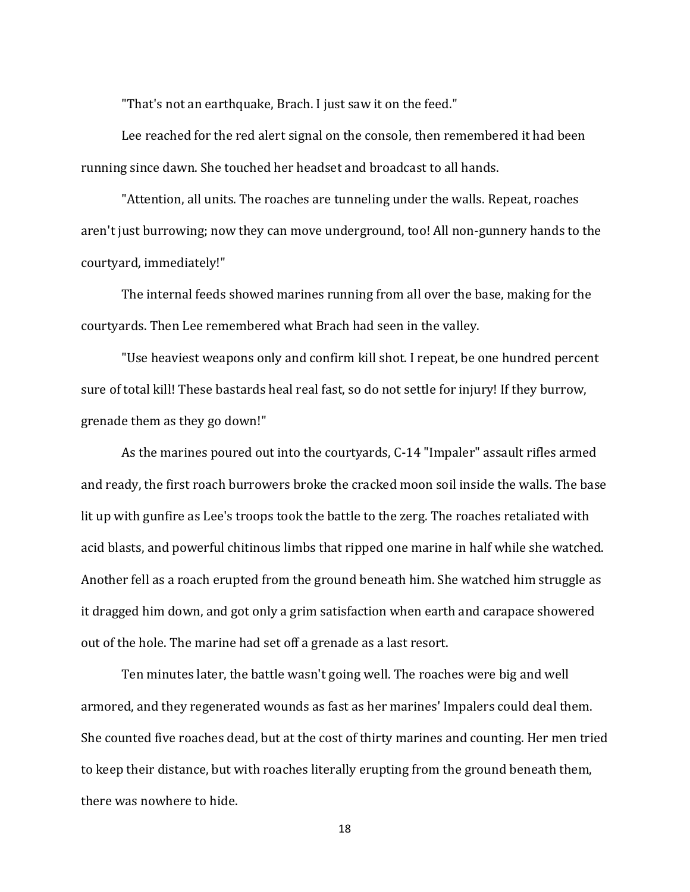"That's not an earthquake, Brach. I just saw it on the feed."

Lee reached for the red alert signal on the console, then remembered it had been running since dawn. She touched her headset and broadcast to all hands.

"Attention, all units. The roaches are tunneling under the walls. Repeat, roaches aren't just burrowing; now they can move underground, too! All non-gunnery hands to the courtyard, immediately!"

The internal feeds showed marines running from all over the base, making for the courtyards. Then Lee remembered what Brach had seen in the valley.

"Use heaviest weapons only and confirm kill shot. I repeat, be one hundred percent sure of total kill! These bastards heal real fast, so do not settle for injury! If they burrow, grenade them as they go down!"

As the marines poured out into the courtyards, C-14 "Impaler" assault rifles armed and ready, the first roach burrowers broke the cracked moon soil inside the walls. The base lit up with gunfire as Lee's troops took the battle to the zerg. The roaches retaliated with acid blasts, and powerful chitinous limbs that ripped one marine in half while she watched. Another fell as a roach erupted from the ground beneath him. She watched him struggle as it dragged him down, and got only a grim satisfaction when earth and carapace showered out of the hole. The marine had set off a grenade as a last resort.

Ten minutes later, the battle wasn't going well. The roaches were big and well armored, and they regenerated wounds as fast as her marines' Impalers could deal them. She counted five roaches dead, but at the cost of thirty marines and counting. Her men tried to keep their distance, but with roaches literally erupting from the ground beneath them, there was nowhere to hide.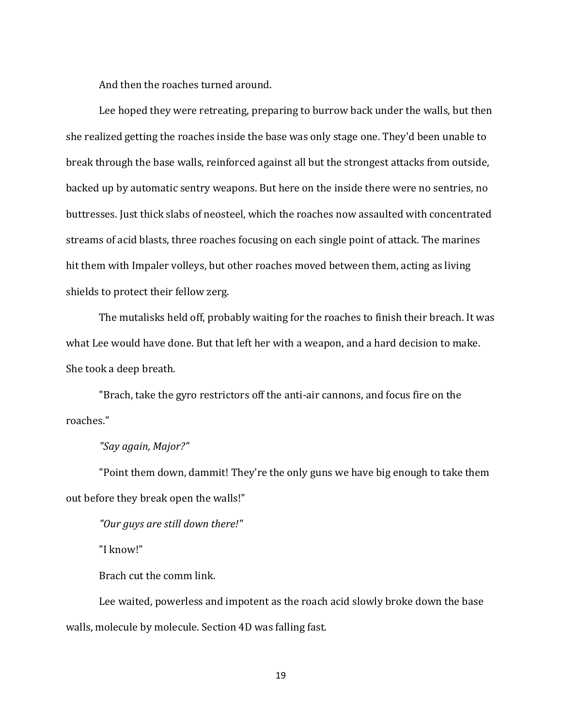And then the roaches turned around.

Lee hoped they were retreating, preparing to burrow back under the walls, but then she realized getting the roaches inside the base was only stage one. They'd been unable to break through the base walls, reinforced against all but the strongest attacks from outside, backed up by automatic sentry weapons. But here on the inside there were no sentries, no buttresses. Just thick slabs of neosteel, which the roaches now assaulted with concentrated streams of acid blasts, three roaches focusing on each single point of attack. The marines hit them with Impaler volleys, but other roaches moved between them, acting as living shields to protect their fellow zerg.

The mutalisks held off, probably waiting for the roaches to finish their breach. It was what Lee would have done. But that left her with a weapon, and a hard decision to make. She took a deep breath.

"Brach, take the gyro restrictors off the anti-air cannons, and focus fire on the roaches."

*"Say again, Major?"*

"Point them down, dammit! They're the only guns we have big enough to take them out before they break open the walls!"

*"Our guys are still down there!"*

"I know!"

Brach cut the comm link.

Lee waited, powerless and impotent as the roach acid slowly broke down the base walls, molecule by molecule. Section 4D was falling fast.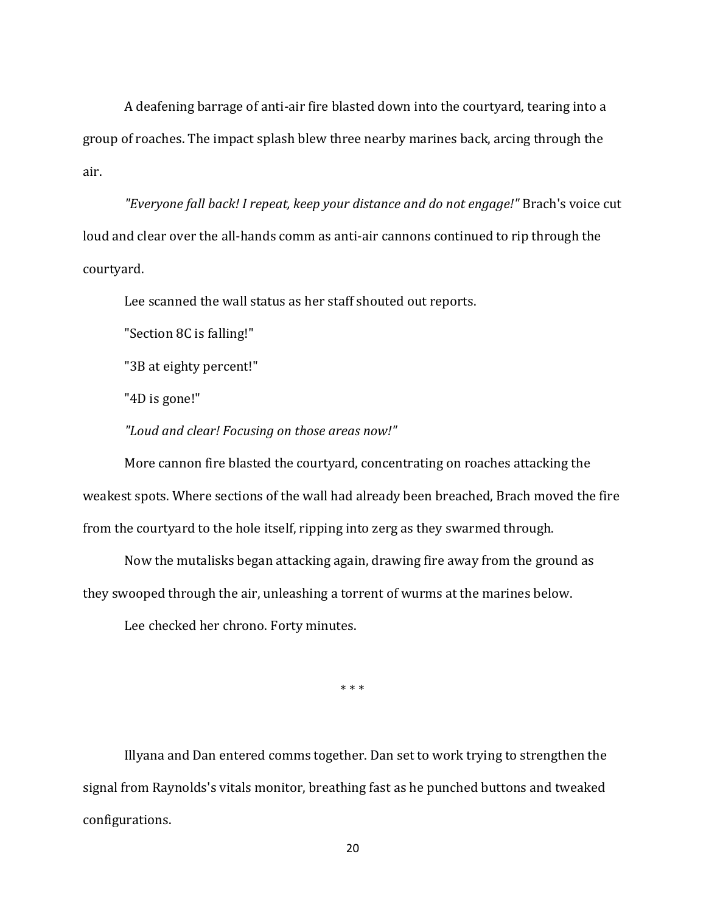A deafening barrage of anti-air fire blasted down into the courtyard, tearing into a group of roaches. The impact splash blew three nearby marines back, arcing through the air.

*"Everyone fall back! I repeat, keep your distance and do not engage!"* Brach's voice cut loud and clear over the all-hands comm as anti-air cannons continued to rip through the courtyard.

Lee scanned the wall status as her staff shouted out reports.

"Section 8C is falling!"

"3B at eighty percent!"

"4D is gone!"

*"Loud and clear! Focusing on those areas now!"*

More cannon fire blasted the courtyard, concentrating on roaches attacking the weakest spots. Where sections of the wall had already been breached, Brach moved the fire from the courtyard to the hole itself, ripping into zerg as they swarmed through.

Now the mutalisks began attacking again, drawing fire away from the ground as they swooped through the air, unleashing a torrent of wurms at the marines below.

Lee checked her chrono. Forty minutes.

\* \* \*

Illyana and Dan entered comms together. Dan set to work trying to strengthen the signal from Raynolds's vitals monitor, breathing fast as he punched buttons and tweaked configurations.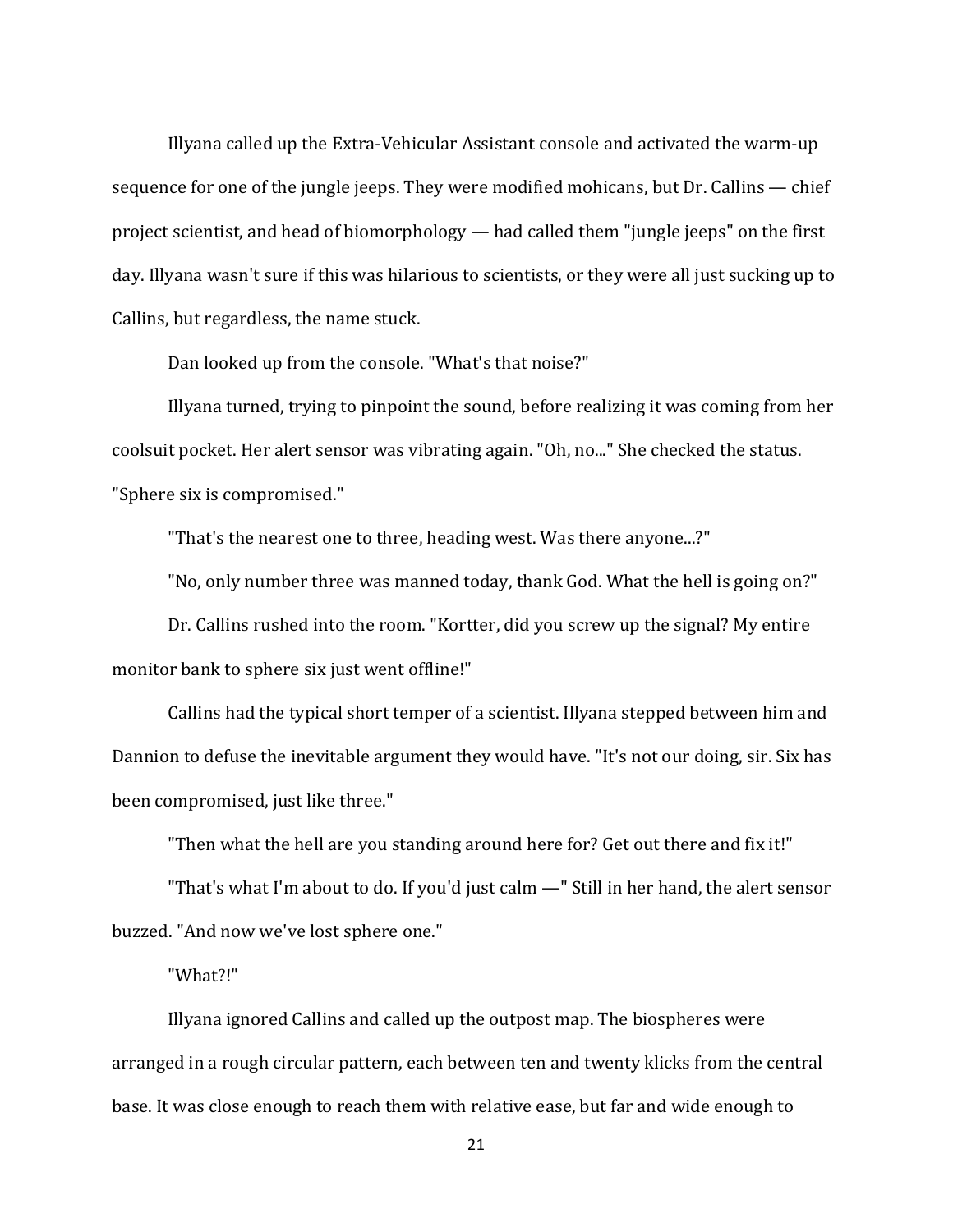Illyana called up the Extra-Vehicular Assistant console and activated the warm-up sequence for one of the jungle jeeps. They were modified mohicans, but Dr. Callins — chief project scientist, and head of biomorphology — had called them "jungle jeeps" on the first day. Illyana wasn't sure if this was hilarious to scientists, or they were all just sucking up to Callins, but regardless, the name stuck.

Dan looked up from the console. "What's that noise?"

Illyana turned, trying to pinpoint the sound, before realizing it was coming from her coolsuit pocket. Her alert sensor was vibrating again. "Oh, no..." She checked the status. "Sphere six is compromised."

"That's the nearest one to three, heading west. Was there anyone...?"

"No, only number three was manned today, thank God. What the hell is going on?"

Dr. Callins rushed into the room. "Kortter, did you screw up the signal? My entire monitor bank to sphere six just went offline!"

Callins had the typical short temper of a scientist. Illyana stepped between him and Dannion to defuse the inevitable argument they would have. "It's not our doing, sir. Six has been compromised, just like three."

"Then what the hell are you standing around here for? Get out there and fix it!"

"That's what I'm about to do. If you'd just calm —" Still in her hand, the alert sensor buzzed. "And now we've lost sphere one."

"What?!"

Illyana ignored Callins and called up the outpost map. The biospheres were arranged in a rough circular pattern, each between ten and twenty klicks from the central base. It was close enough to reach them with relative ease, but far and wide enough to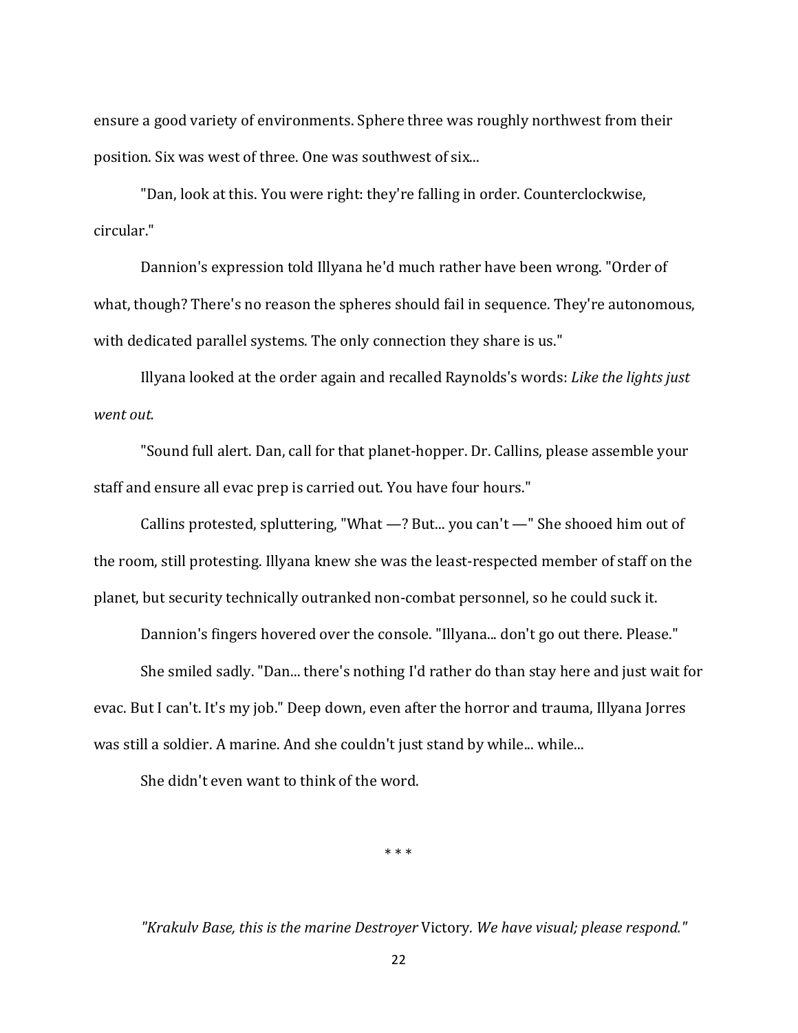ensure a good variety of environments. Sphere three was roughly northwest from their position. Six was west of three. One was southwest of six...

"Dan, look at this. You were right: they're falling in order. Counterclockwise, circular."

Dannion's expression told Illyana he'd much rather have been wrong. "Order of what, though? There's no reason the spheres should fail in sequence. They're autonomous, with dedicated parallel systems. The only connection they share is us."

Illyana looked at the order again and recalled Raynolds's words: *Like the lights just went out.*

"Sound full alert. Dan, call for that planet-hopper. Dr. Callins, please assemble your staff and ensure all evac prep is carried out. You have four hours."

Callins protested, spluttering, "What —? But... you can't —" She shooed him out of the room, still protesting. Illyana knew she was the least-respected member of staff on the planet, but security technically outranked non-combat personnel, so he could suck it.

Dannion's fingers hovered over the console. "Illyana... don't go out there. Please."

She smiled sadly. "Dan... there's nothing I'd rather do than stay here and just wait for evac. But I can't. It's my job." Deep down, even after the horror and trauma, Illyana Jorres was still a soldier. A marine. And she couldn't just stand by while... while...

She didn't even want to think of the word.

\* \* \*

*"Krakulv Base, this is the marine Destroyer* Victory*. We have visual; please respond."*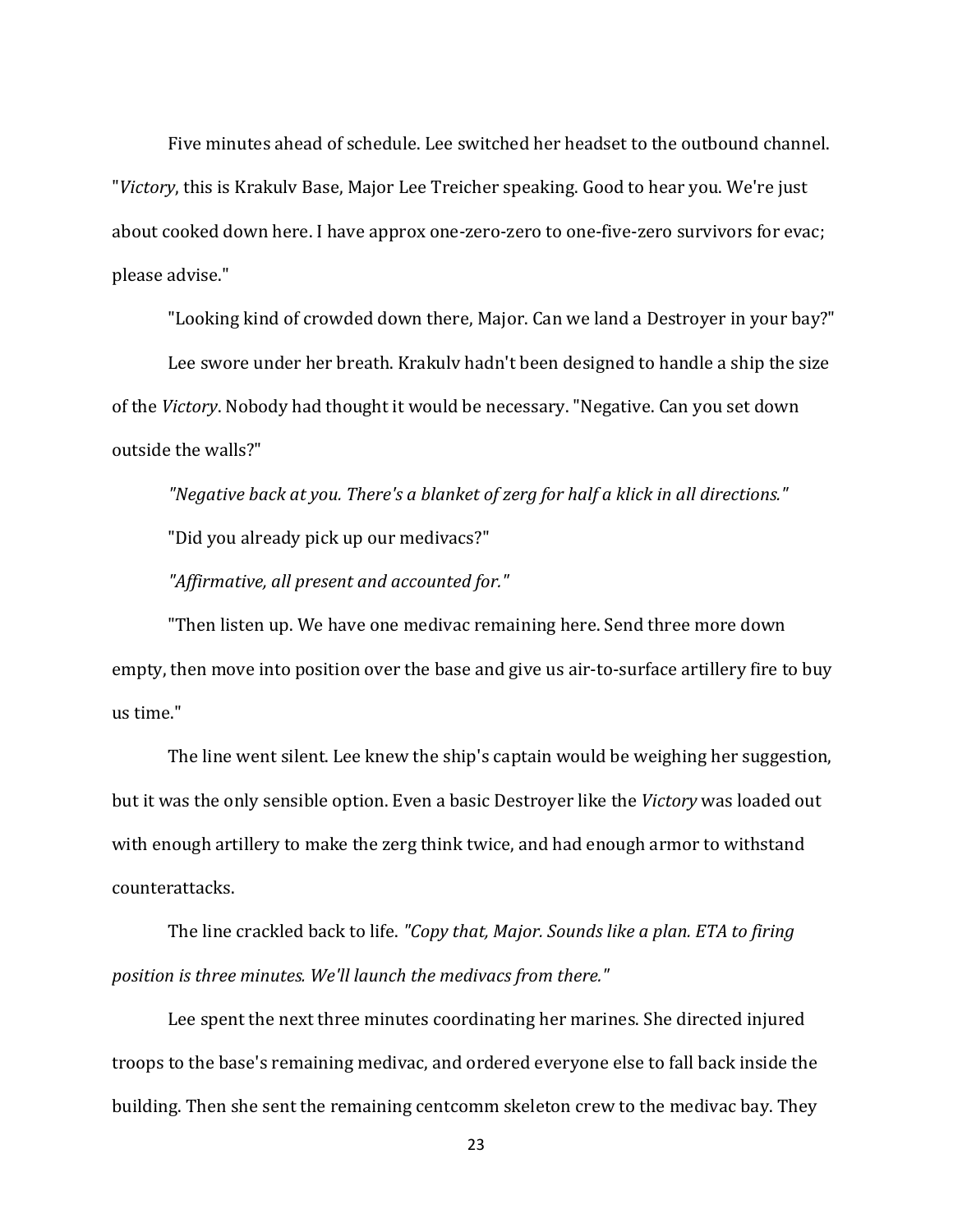Five minutes ahead of schedule. Lee switched her headset to the outbound channel. "*Victory*, this is Krakulv Base, Major Lee Treicher speaking. Good to hear you. We're just about cooked down here. I have approx one-zero-zero to one-five-zero survivors for evac; please advise."

"Looking kind of crowded down there, Major. Can we land a Destroyer in your bay?"

Lee swore under her breath. Krakulv hadn't been designed to handle a ship the size of the *Victory*. Nobody had thought it would be necessary. "Negative. Can you set down outside the walls?"

*"Negative back at you. There's a blanket of zerg for half a klick in all directions."*

"Did you already pick up our medivacs?"

*"Affirmative, all present and accounted for."*

"Then listen up. We have one medivac remaining here. Send three more down empty, then move into position over the base and give us air-to-surface artillery fire to buy us time."

The line went silent. Lee knew the ship's captain would be weighing her suggestion, but it was the only sensible option. Even a basic Destroyer like the *Victory* was loaded out with enough artillery to make the zerg think twice, and had enough armor to withstand counterattacks.

The line crackled back to life. *"Copy that, Major. Sounds like a plan. ETA to firing position is three minutes. We'll launch the medivacs from there."*

Lee spent the next three minutes coordinating her marines. She directed injured troops to the base's remaining medivac, and ordered everyone else to fall back inside the building. Then she sent the remaining centcomm skeleton crew to the medivac bay. They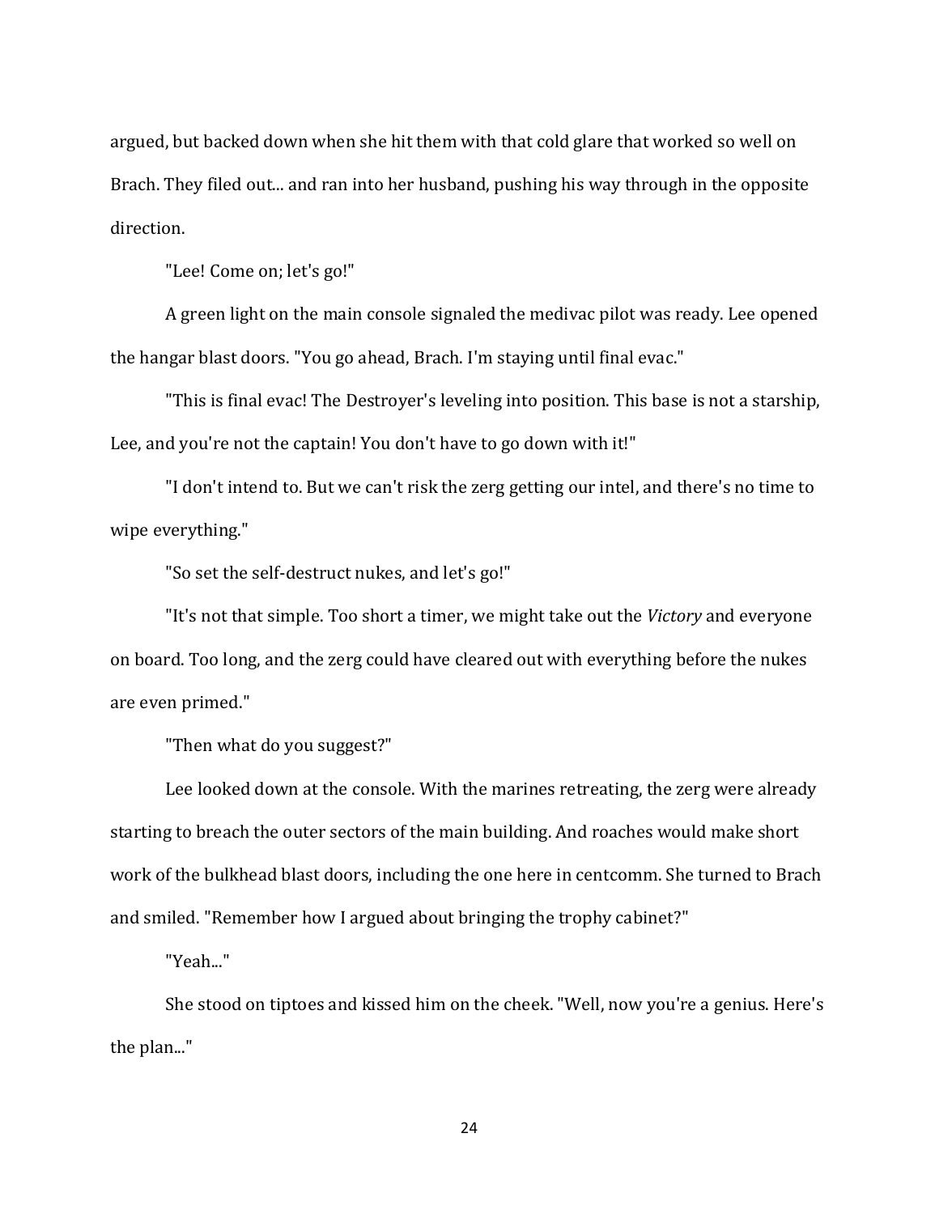argued, but backed down when she hit them with that cold glare that worked so well on Brach. They filed out... and ran into her husband, pushing his way through in the opposite direction.

"Lee! Come on; let's go!"

A green light on the main console signaled the medivac pilot was ready. Lee opened the hangar blast doors. "You go ahead, Brach. I'm staying until final evac."

"This is final evac! The Destroyer's leveling into position. This base is not a starship, Lee, and you're not the captain! You don't have to go down with it!"

"I don't intend to. But we can't risk the zerg getting our intel, and there's no time to wipe everything."

"So set the self-destruct nukes, and let's go!"

"It's not that simple. Too short a timer, we might take out the *Victory* and everyone on board. Too long, and the zerg could have cleared out with everything before the nukes are even primed."

"Then what do you suggest?"

Lee looked down at the console. With the marines retreating, the zerg were already starting to breach the outer sectors of the main building. And roaches would make short work of the bulkhead blast doors, including the one here in centcomm. She turned to Brach and smiled. "Remember how I argued about bringing the trophy cabinet?"

"Yeah..."

She stood on tiptoes and kissed him on the cheek. "Well, now you're a genius. Here's the plan..."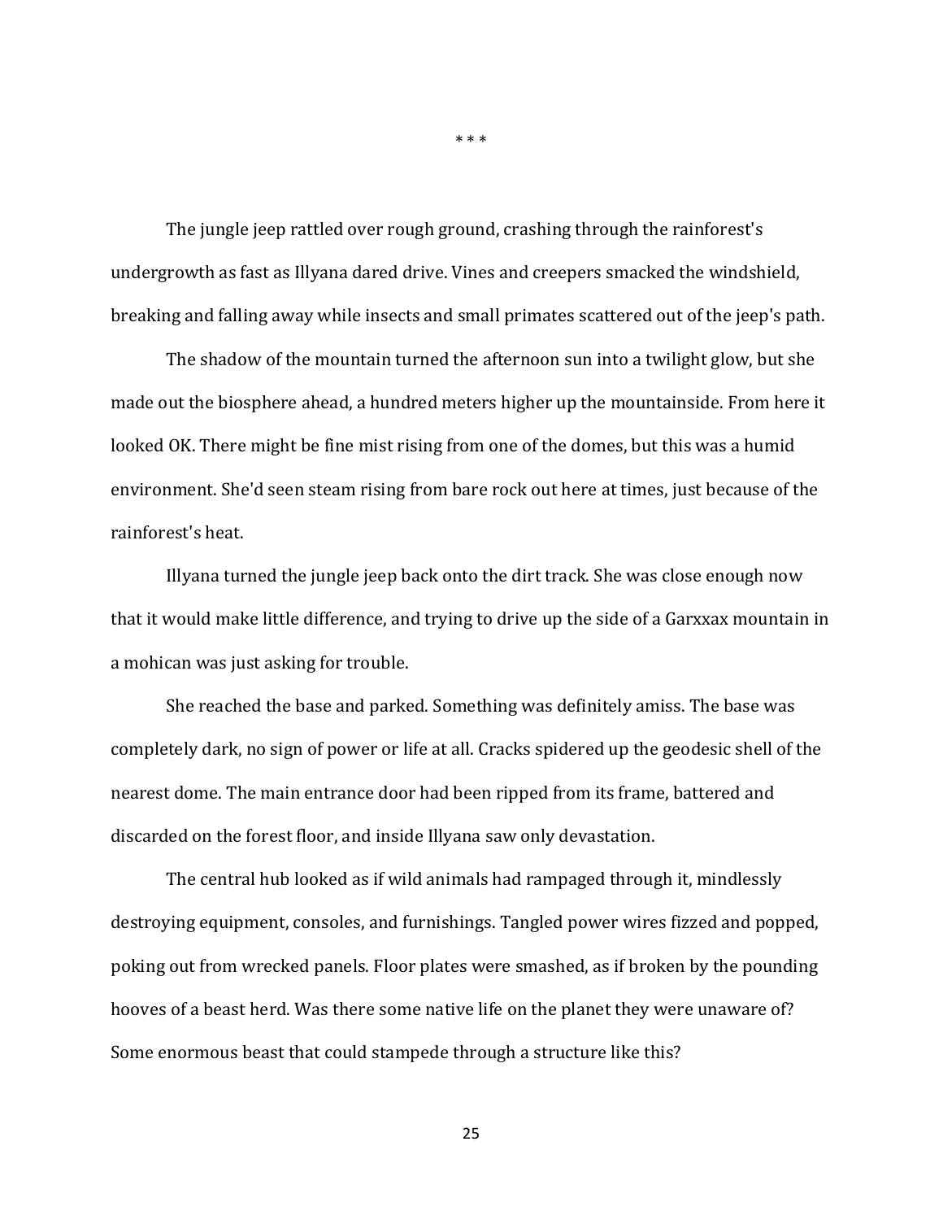\* \* \*

The jungle jeep rattled over rough ground, crashing through the rainforest's undergrowth as fast as Illyana dared drive. Vines and creepers smacked the windshield, breaking and falling away while insects and small primates scattered out of the jeep's path.

The shadow of the mountain turned the afternoon sun into a twilight glow, but she made out the biosphere ahead, a hundred meters higher up the mountainside. From here it looked OK. There might be fine mist rising from one of the domes, but this was a humid environment. She'd seen steam rising from bare rock out here at times, just because of the rainforest's heat.

Illyana turned the jungle jeep back onto the dirt track. She was close enough now that it would make little difference, and trying to drive up the side of a Garxxax mountain in a mohican was just asking for trouble.

She reached the base and parked. Something was definitely amiss. The base was completely dark, no sign of power or life at all. Cracks spidered up the geodesic shell of the nearest dome. The main entrance door had been ripped from its frame, battered and discarded on the forest floor, and inside Illyana saw only devastation.

The central hub looked as if wild animals had rampaged through it, mindlessly destroying equipment, consoles, and furnishings. Tangled power wires fizzed and popped, poking out from wrecked panels. Floor plates were smashed, as if broken by the pounding hooves of a beast herd. Was there some native life on the planet they were unaware of? Some enormous beast that could stampede through a structure like this?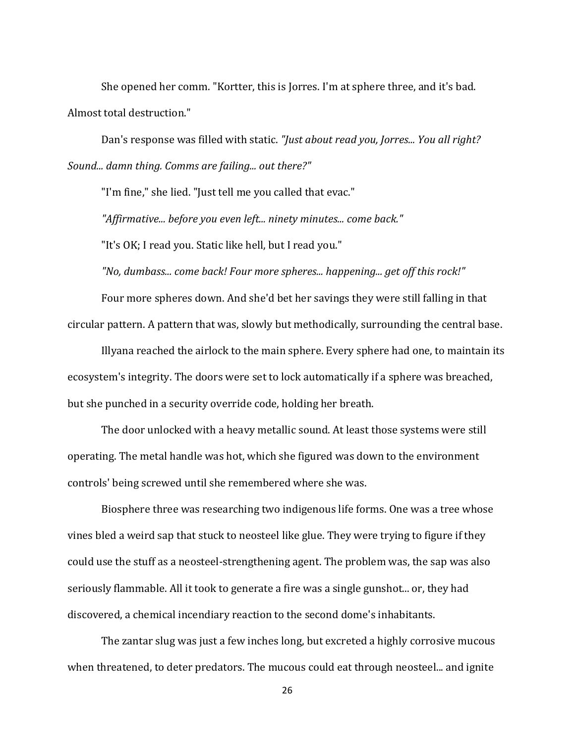She opened her comm. "Kortter, this is Jorres. I'm at sphere three, and it's bad. Almost total destruction."

Dan's response was filled with static. *"Just about read you, Jorres... You all right? Sound... damn thing. Comms are failing... out there?"*

"I'm fine," she lied. "Just tell me you called that evac."

*"Affirmative... before you even left... ninety minutes... come back."*

"It's OK; I read you. Static like hell, but I read you."

*"No, dumbass... come back! Four more spheres... happening... get off this rock!"*

Four more spheres down. And she'd bet her savings they were still falling in that circular pattern. A pattern that was, slowly but methodically, surrounding the central base.

Illyana reached the airlock to the main sphere. Every sphere had one, to maintain its ecosystem's integrity. The doors were set to lock automatically if a sphere was breached, but she punched in a security override code, holding her breath.

The door unlocked with a heavy metallic sound. At least those systems were still operating. The metal handle was hot, which she figured was down to the environment controls' being screwed until she remembered where she was.

Biosphere three was researching two indigenous life forms. One was a tree whose vines bled a weird sap that stuck to neosteel like glue. They were trying to figure if they could use the stuff as a neosteel-strengthening agent. The problem was, the sap was also seriously flammable. All it took to generate a fire was a single gunshot... or, they had discovered, a chemical incendiary reaction to the second dome's inhabitants.

The zantar slug was just a few inches long, but excreted a highly corrosive mucous when threatened, to deter predators. The mucous could eat through neosteel... and ignite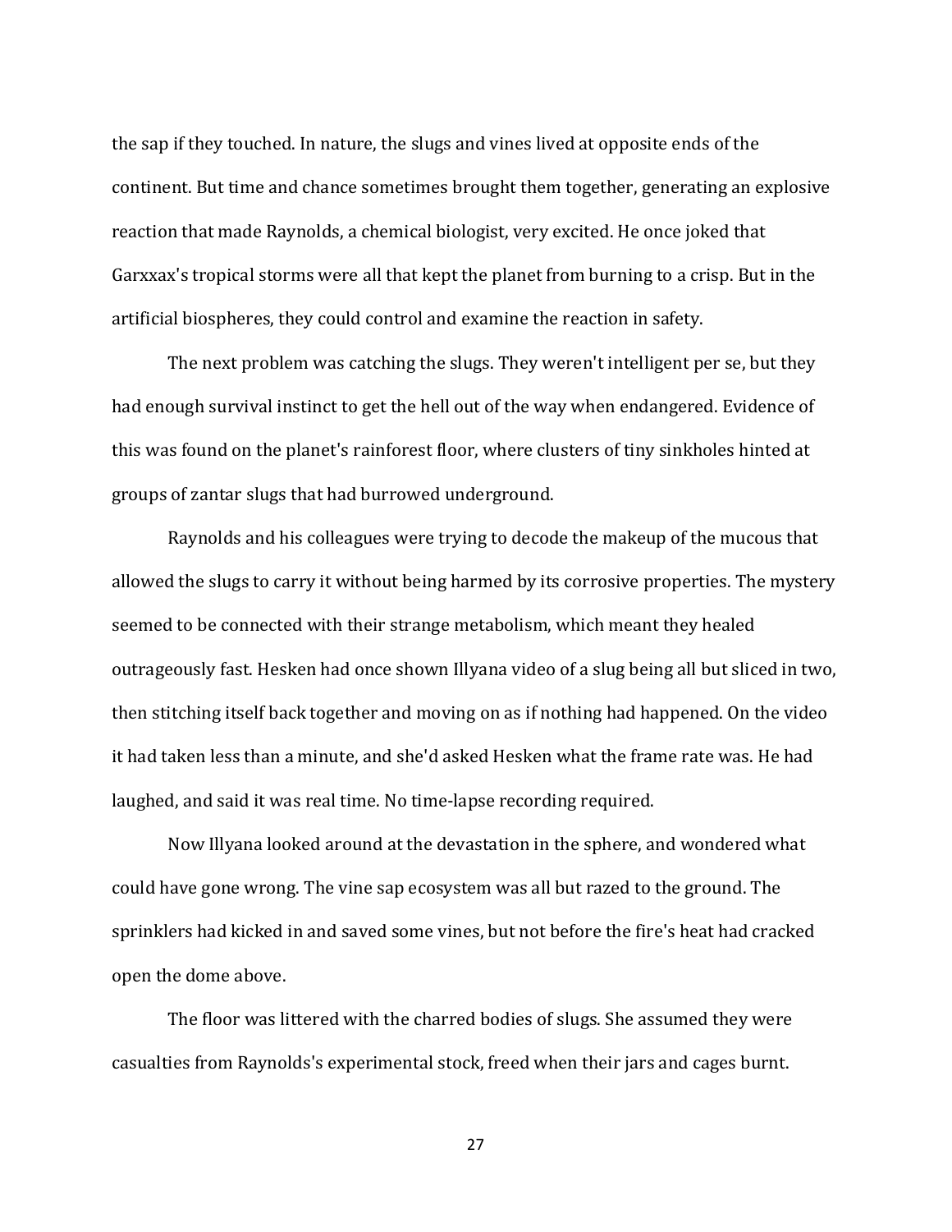the sap if they touched. In nature, the slugs and vines lived at opposite ends of the continent. But time and chance sometimes brought them together, generating an explosive reaction that made Raynolds, a chemical biologist, very excited. He once joked that Garxxax's tropical storms were all that kept the planet from burning to a crisp. But in the artificial biospheres, they could control and examine the reaction in safety.

The next problem was catching the slugs. They weren't intelligent per se, but they had enough survival instinct to get the hell out of the way when endangered. Evidence of this was found on the planet's rainforest floor, where clusters of tiny sinkholes hinted at groups of zantar slugs that had burrowed underground.

Raynolds and his colleagues were trying to decode the makeup of the mucous that allowed the slugs to carry it without being harmed by its corrosive properties. The mystery seemed to be connected with their strange metabolism, which meant they healed outrageously fast. Hesken had once shown Illyana video of a slug being all but sliced in two, then stitching itself back together and moving on as if nothing had happened. On the video it had taken less than a minute, and she'd asked Hesken what the frame rate was. He had laughed, and said it was real time. No time-lapse recording required.

Now Illyana looked around at the devastation in the sphere, and wondered what could have gone wrong. The vine sap ecosystem was all but razed to the ground. The sprinklers had kicked in and saved some vines, but not before the fire's heat had cracked open the dome above.

The floor was littered with the charred bodies of slugs. She assumed they were casualties from Raynolds's experimental stock, freed when their jars and cages burnt.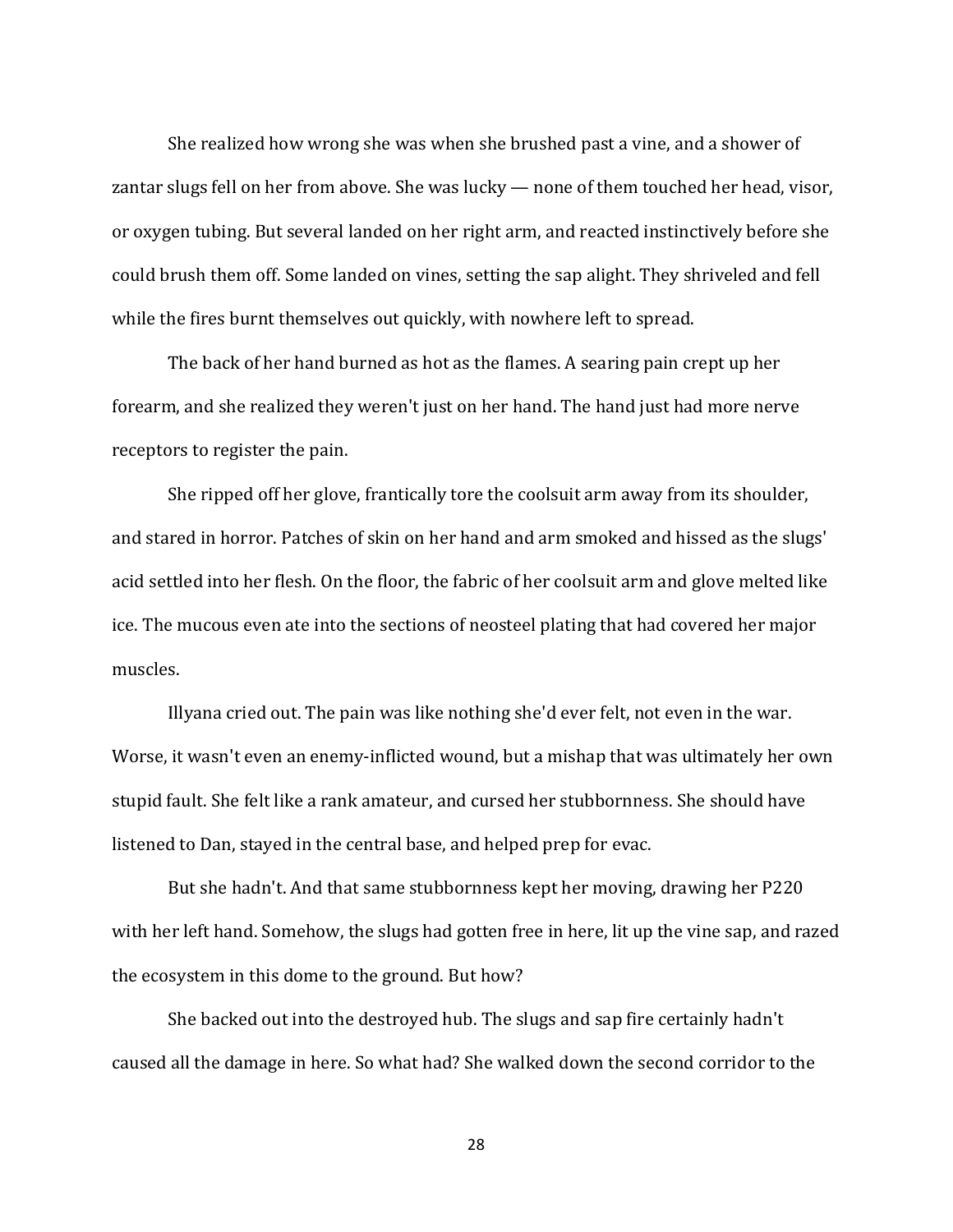She realized how wrong she was when she brushed past a vine, and a shower of zantar slugs fell on her from above. She was lucky — none of them touched her head, visor, or oxygen tubing. But several landed on her right arm, and reacted instinctively before she could brush them off. Some landed on vines, setting the sap alight. They shriveled and fell while the fires burnt themselves out quickly, with nowhere left to spread.

The back of her hand burned as hot as the flames. A searing pain crept up her forearm, and she realized they weren't just on her hand. The hand just had more nerve receptors to register the pain.

She ripped off her glove, frantically tore the coolsuit arm away from its shoulder, and stared in horror. Patches of skin on her hand and arm smoked and hissed as the slugs' acid settled into her flesh. On the floor, the fabric of her coolsuit arm and glove melted like ice. The mucous even ate into the sections of neosteel plating that had covered her major muscles.

Illyana cried out. The pain was like nothing she'd ever felt, not even in the war. Worse, it wasn't even an enemy-inflicted wound, but a mishap that was ultimately her own stupid fault. She felt like a rank amateur, and cursed her stubbornness. She should have listened to Dan, stayed in the central base, and helped prep for evac.

But she hadn't. And that same stubbornness kept her moving, drawing her P220 with her left hand. Somehow, the slugs had gotten free in here, lit up the vine sap, and razed the ecosystem in this dome to the ground. But how?

She backed out into the destroyed hub. The slugs and sap fire certainly hadn't caused all the damage in here. So what had? She walked down the second corridor to the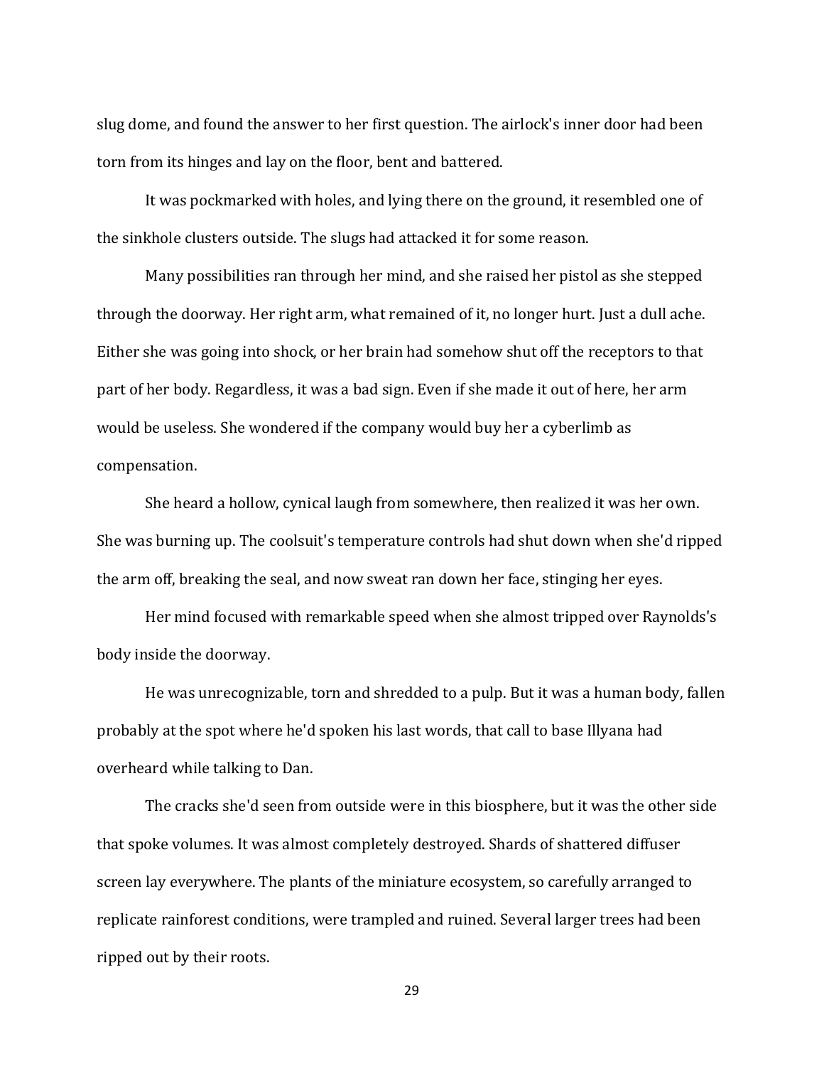slug dome, and found the answer to her first question. The airlock's inner door had been torn from its hinges and lay on the floor, bent and battered.

It was pockmarked with holes, and lying there on the ground, it resembled one of the sinkhole clusters outside. The slugs had attacked it for some reason.

Many possibilities ran through her mind, and she raised her pistol as she stepped through the doorway. Her right arm, what remained of it, no longer hurt. Just a dull ache. Either she was going into shock, or her brain had somehow shut off the receptors to that part of her body. Regardless, it was a bad sign. Even if she made it out of here, her arm would be useless. She wondered if the company would buy her a cyberlimb as compensation.

She heard a hollow, cynical laugh from somewhere, then realized it was her own. She was burning up. The coolsuit's temperature controls had shut down when she'd ripped the arm off, breaking the seal, and now sweat ran down her face, stinging her eyes.

Her mind focused with remarkable speed when she almost tripped over Raynolds's body inside the doorway.

He was unrecognizable, torn and shredded to a pulp. But it was a human body, fallen probably at the spot where he'd spoken his last words, that call to base Illyana had overheard while talking to Dan.

The cracks she'd seen from outside were in this biosphere, but it was the other side that spoke volumes. It was almost completely destroyed. Shards of shattered diffuser screen lay everywhere. The plants of the miniature ecosystem, so carefully arranged to replicate rainforest conditions, were trampled and ruined. Several larger trees had been ripped out by their roots.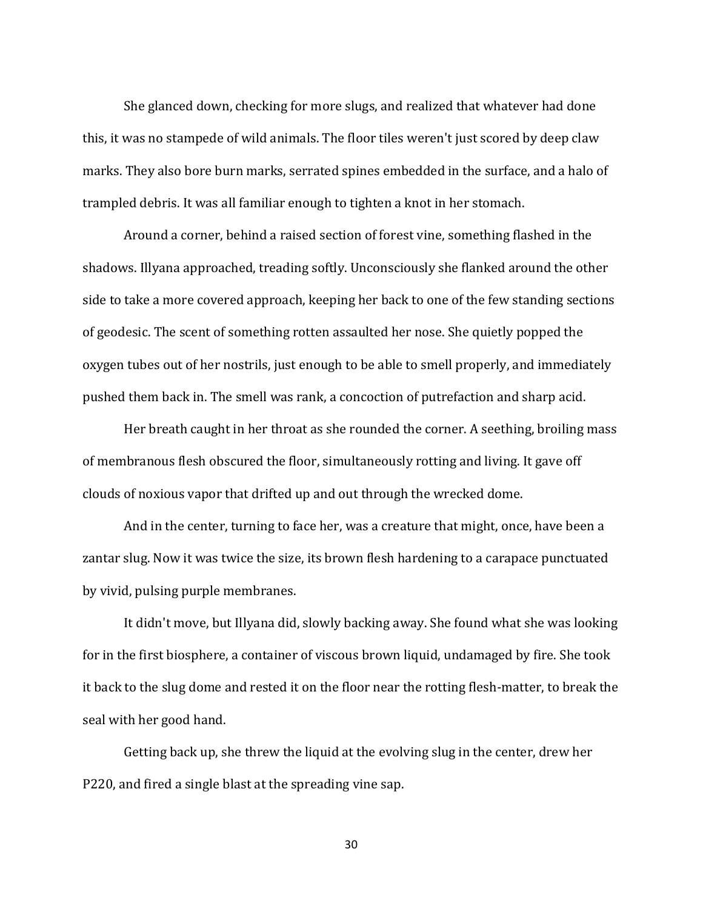She glanced down, checking for more slugs, and realized that whatever had done this, it was no stampede of wild animals. The floor tiles weren't just scored by deep claw marks. They also bore burn marks, serrated spines embedded in the surface, and a halo of trampled debris. It was all familiar enough to tighten a knot in her stomach.

Around a corner, behind a raised section of forest vine, something flashed in the shadows. Illyana approached, treading softly. Unconsciously she flanked around the other side to take a more covered approach, keeping her back to one of the few standing sections of geodesic. The scent of something rotten assaulted her nose. She quietly popped the oxygen tubes out of her nostrils, just enough to be able to smell properly, and immediately pushed them back in. The smell was rank, a concoction of putrefaction and sharp acid.

Her breath caught in her throat as she rounded the corner. A seething, broiling mass of membranous flesh obscured the floor, simultaneously rotting and living. It gave off clouds of noxious vapor that drifted up and out through the wrecked dome.

And in the center, turning to face her, was a creature that might, once, have been a zantar slug. Now it was twice the size, its brown flesh hardening to a carapace punctuated by vivid, pulsing purple membranes.

It didn't move, but Illyana did, slowly backing away. She found what she was looking for in the first biosphere, a container of viscous brown liquid, undamaged by fire. She took it back to the slug dome and rested it on the floor near the rotting flesh-matter, to break the seal with her good hand.

Getting back up, she threw the liquid at the evolving slug in the center, drew her P220, and fired a single blast at the spreading vine sap.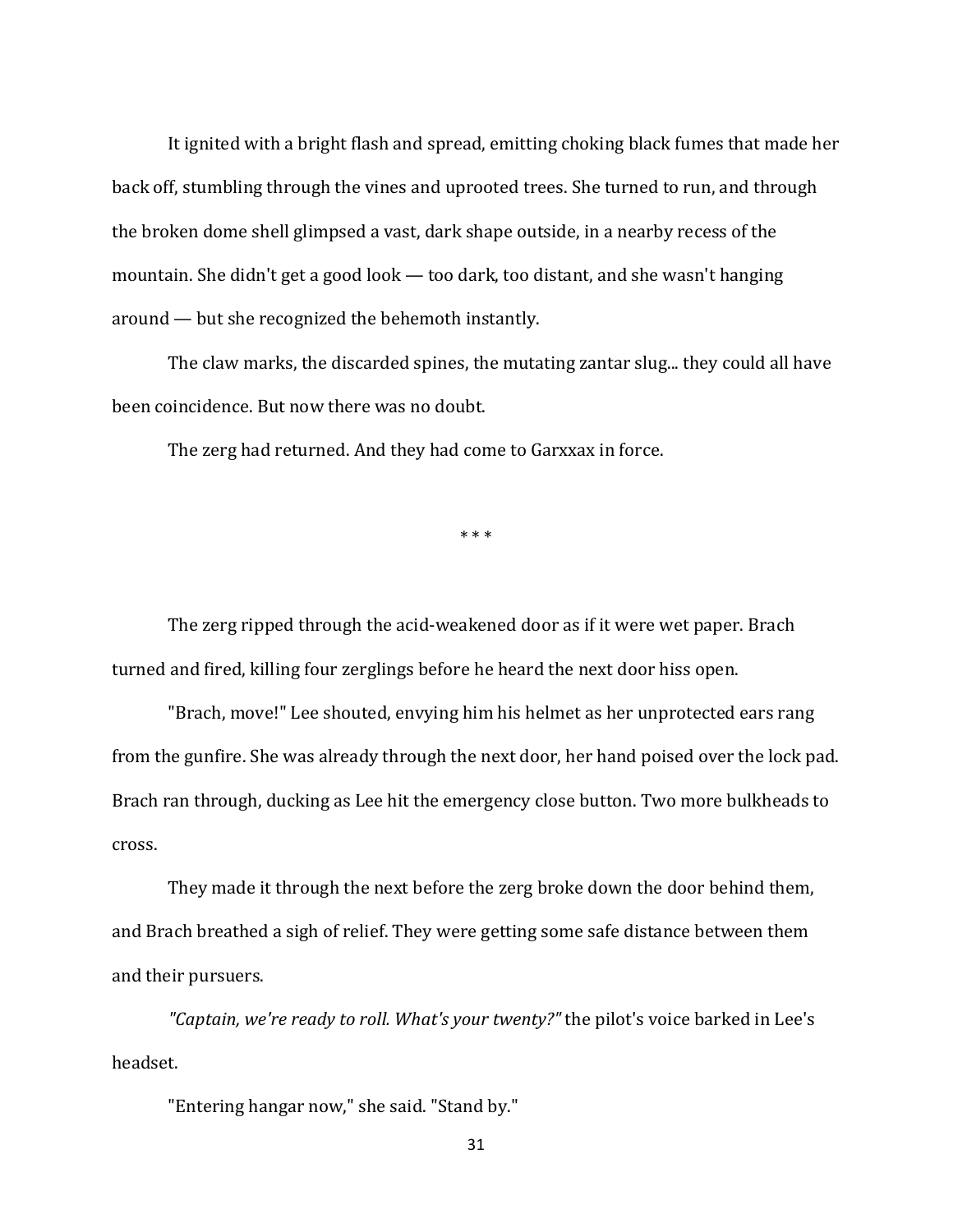It ignited with a bright flash and spread, emitting choking black fumes that made her back off, stumbling through the vines and uprooted trees. She turned to run, and through the broken dome shell glimpsed a vast, dark shape outside, in a nearby recess of the mountain. She didn't get a good look — too dark, too distant, and she wasn't hanging around — but she recognized the behemoth instantly.

The claw marks, the discarded spines, the mutating zantar slug... they could all have been coincidence. But now there was no doubt.

The zerg had returned. And they had come to Garxxax in force.

* * *

The zerg ripped through the acid-weakened door as if it were wet paper. Brach turned and fired, killing four zerglings before he heard the next door hiss open.

"Brach, move!" Lee shouted, envying him his helmet as her unprotected ears rang from the gunfire. She was already through the next door, her hand poised over the lock pad. Brach ran through, ducking as Lee hit the emergency close button. Two more bulkheads to cross.

They made it through the next before the zerg broke down the door behind them, and Brach breathed a sigh of relief. They were getting some safe distance between them and their pursuers.

*"Captain, we're ready to roll. What's your twenty?"* the pilot's voice barked in Lee's headset.

"Entering hangar now," she said. "Stand by."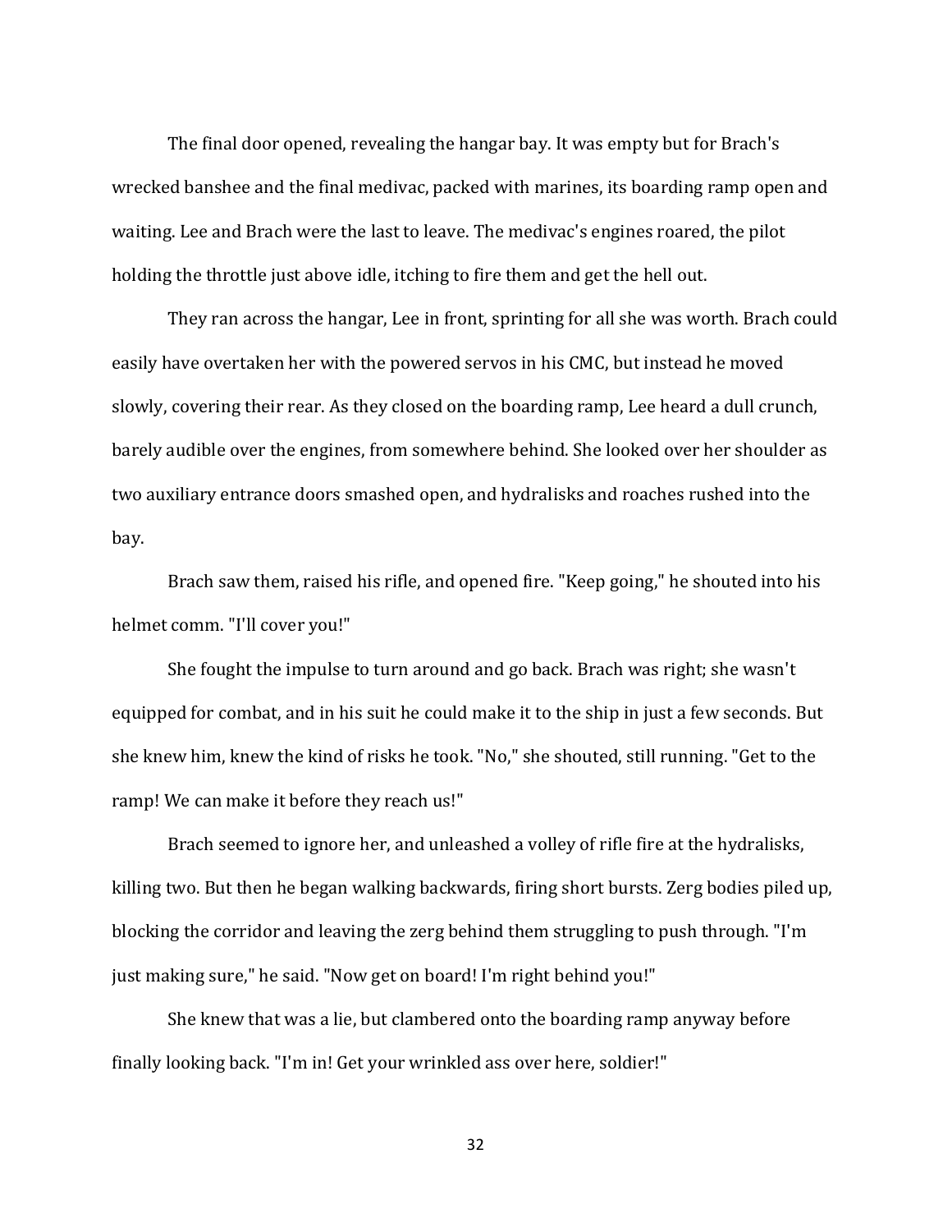The final door opened, revealing the hangar bay. It was empty but for Brach's wrecked banshee and the final medivac, packed with marines, its boarding ramp open and waiting. Lee and Brach were the last to leave. The medivac's engines roared, the pilot holding the throttle just above idle, itching to fire them and get the hell out.

They ran across the hangar, Lee in front, sprinting for all she was worth. Brach could easily have overtaken her with the powered servos in his CMC, but instead he moved slowly, covering their rear. As they closed on the boarding ramp, Lee heard a dull crunch, barely audible over the engines, from somewhere behind. She looked over her shoulder as two auxiliary entrance doors smashed open, and hydralisks and roaches rushed into the bay.

Brach saw them, raised his rifle, and opened fire. "Keep going," he shouted into his helmet comm. "I'll cover you!"

She fought the impulse to turn around and go back. Brach was right; she wasn't equipped for combat, and in his suit he could make it to the ship in just a few seconds. But she knew him, knew the kind of risks he took. "No," she shouted, still running. "Get to the ramp! We can make it before they reach us!"

Brach seemed to ignore her, and unleashed a volley of rifle fire at the hydralisks, killing two. But then he began walking backwards, firing short bursts. Zerg bodies piled up, blocking the corridor and leaving the zerg behind them struggling to push through. "I'm just making sure," he said. "Now get on board! I'm right behind you!"

She knew that was a lie, but clambered onto the boarding ramp anyway before finally looking back. "I'm in! Get your wrinkled ass over here, soldier!"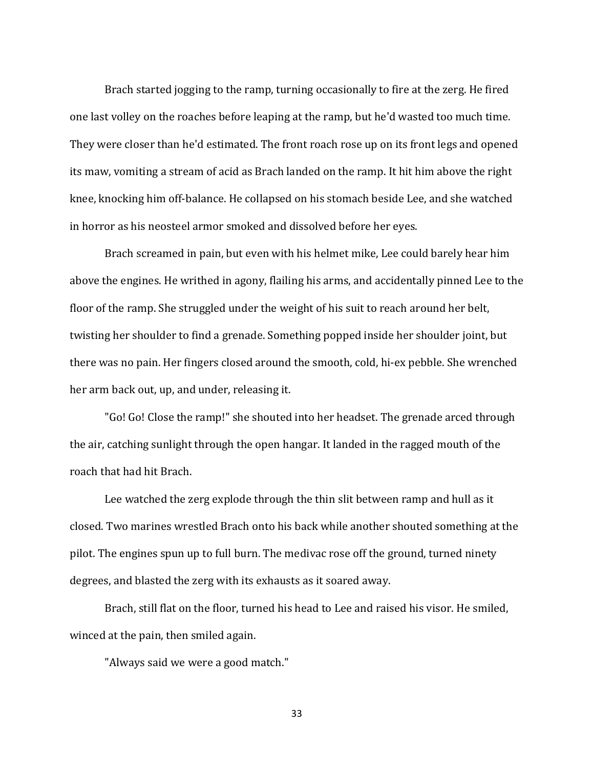Brach started jogging to the ramp, turning occasionally to fire at the zerg. He fired one last volley on the roaches before leaping at the ramp, but he'd wasted too much time. They were closer than he'd estimated. The front roach rose up on its front legs and opened its maw, vomiting a stream of acid as Brach landed on the ramp. It hit him above the right knee, knocking him off-balance. He collapsed on his stomach beside Lee, and she watched in horror as his neosteel armor smoked and dissolved before her eyes.

Brach screamed in pain, but even with his helmet mike, Lee could barely hear him above the engines. He writhed in agony, flailing his arms, and accidentally pinned Lee to the floor of the ramp. She struggled under the weight of his suit to reach around her belt, twisting her shoulder to find a grenade. Something popped inside her shoulder joint, but there was no pain. Her fingers closed around the smooth, cold, hi-ex pebble. She wrenched her arm back out, up, and under, releasing it.

"Go! Go! Close the ramp!" she shouted into her headset. The grenade arced through the air, catching sunlight through the open hangar. It landed in the ragged mouth of the roach that had hit Brach.

Lee watched the zerg explode through the thin slit between ramp and hull as it closed. Two marines wrestled Brach onto his back while another shouted something at the pilot. The engines spun up to full burn. The medivac rose off the ground, turned ninety degrees, and blasted the zerg with its exhausts as it soared away.

Brach, still flat on the floor, turned his head to Lee and raised his visor. He smiled, winced at the pain, then smiled again.

"Always said we were a good match."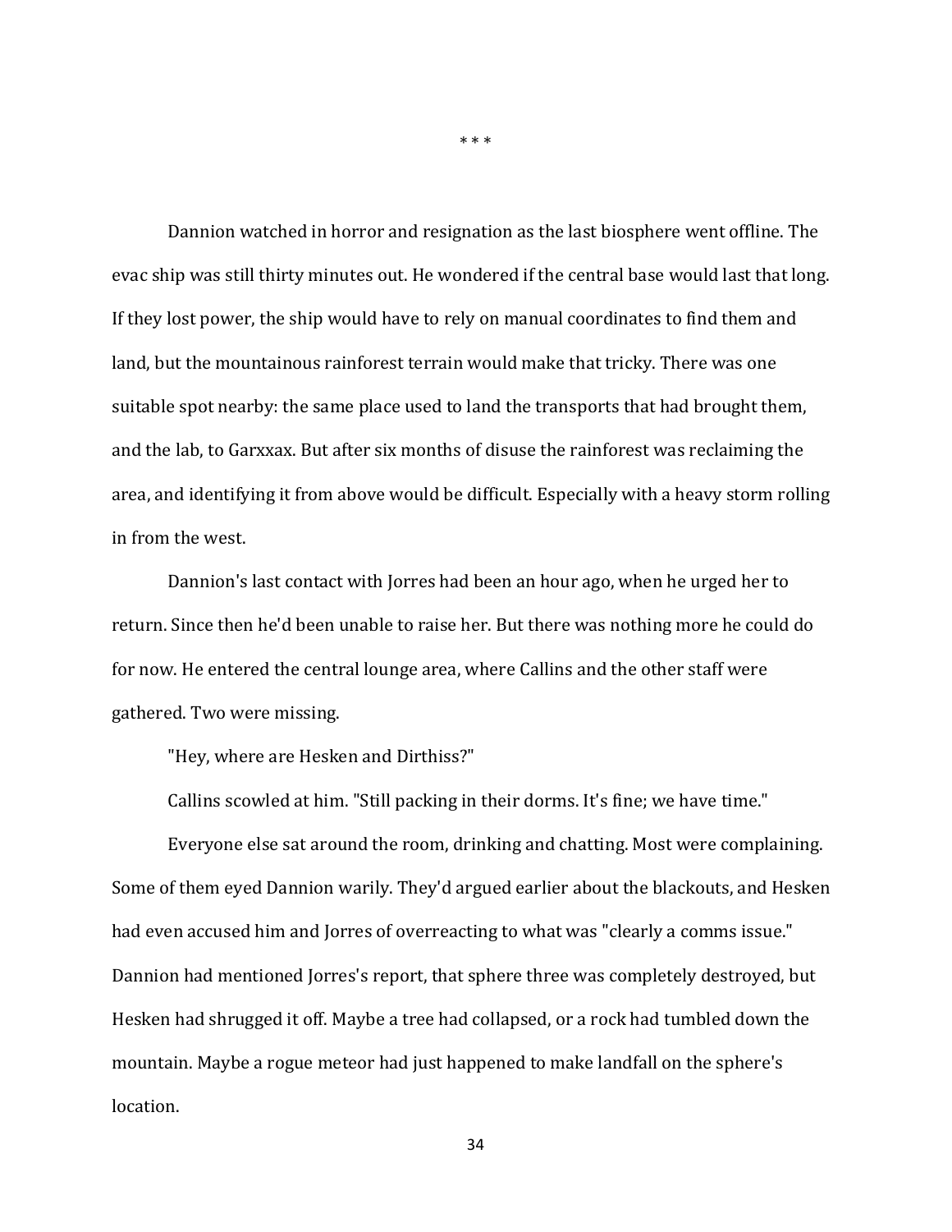\* \* \*

Dannion watched in horror and resignation as the last biosphere went offline. The evac ship was still thirty minutes out. He wondered if the central base would last that long. If they lost power, the ship would have to rely on manual coordinates to find them and land, but the mountainous rainforest terrain would make that tricky. There was one suitable spot nearby: the same place used to land the transports that had brought them, and the lab, to Garxxax. But after six months of disuse the rainforest was reclaiming the area, and identifying it from above would be difficult. Especially with a heavy storm rolling in from the west.

Dannion's last contact with Jorres had been an hour ago, when he urged her to return. Since then he'd been unable to raise her. But there was nothing more he could do for now. He entered the central lounge area, where Callins and the other staff were gathered. Two were missing.

"Hey, where are Hesken and Dirthiss?"

Callins scowled at him. "Still packing in their dorms. It's fine; we have time."

Everyone else sat around the room, drinking and chatting. Most were complaining. Some of them eyed Dannion warily. They'd argued earlier about the blackouts, and Hesken had even accused him and Jorres of overreacting to what was "clearly a comms issue." Dannion had mentioned Jorres's report, that sphere three was completely destroyed, but Hesken had shrugged it off. Maybe a tree had collapsed, or a rock had tumbled down the mountain. Maybe a rogue meteor had just happened to make landfall on the sphere's location.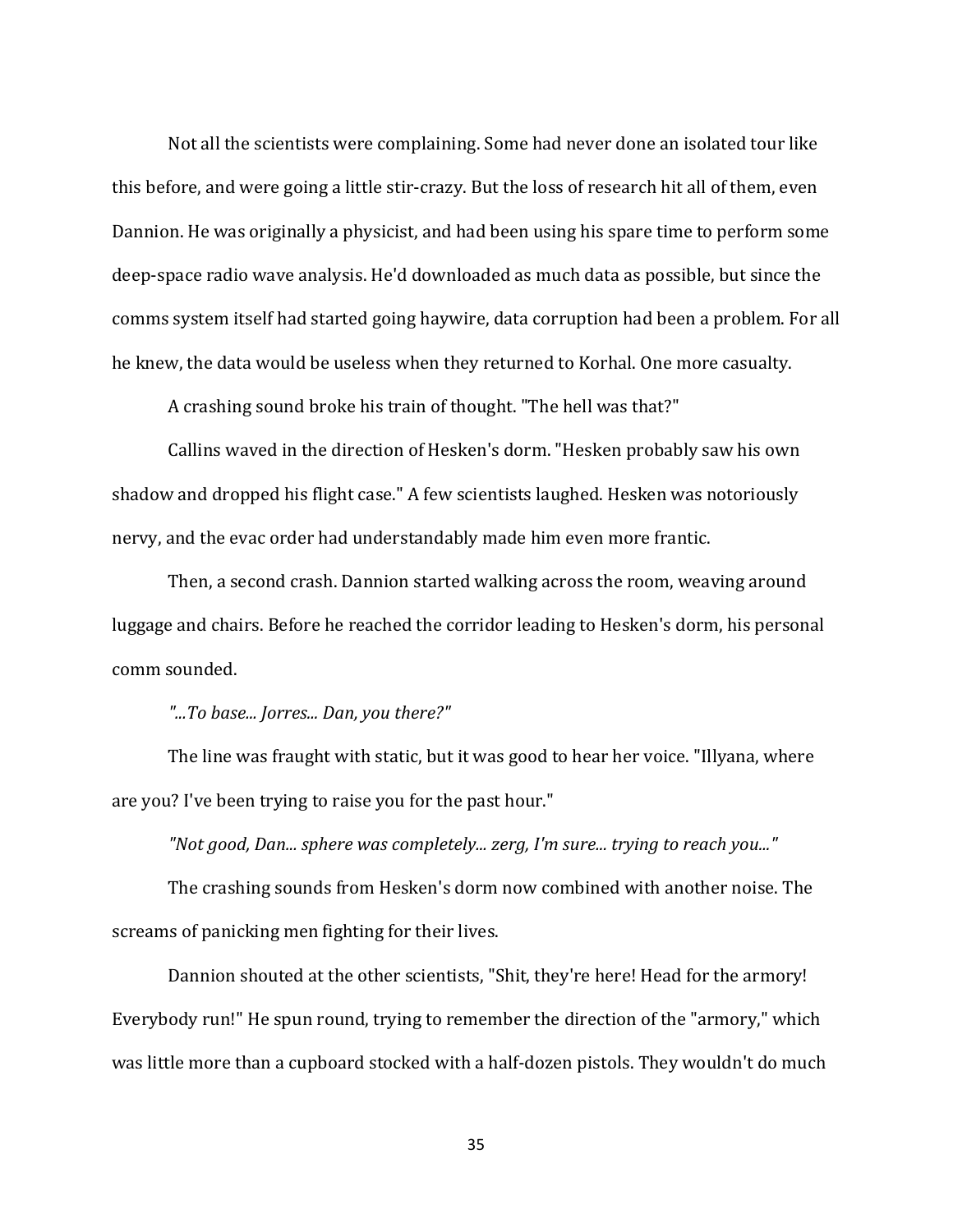Not all the scientists were complaining. Some had never done an isolated tour like this before, and were going a little stir-crazy. But the loss of research hit all of them, even Dannion. He was originally a physicist, and had been using his spare time to perform some deep-space radio wave analysis. He'd downloaded as much data as possible, but since the comms system itself had started going haywire, data corruption had been a problem. For all he knew, the data would be useless when they returned to Korhal. One more casualty.

A crashing sound broke his train of thought. "The hell was that?"

Callins waved in the direction of Hesken's dorm. "Hesken probably saw his own shadow and dropped his flight case." A few scientists laughed. Hesken was notoriously nervy, and the evac order had understandably made him even more frantic.

Then, a second crash. Dannion started walking across the room, weaving around luggage and chairs. Before he reached the corridor leading to Hesken's dorm, his personal comm sounded.

*"...To base... Jorres... Dan, you there?"*

The line was fraught with static, but it was good to hear her voice. "Illyana, where are you? I've been trying to raise you for the past hour."

*"Not good, Dan... sphere was completely... zerg, I'm sure... trying to reach you..."*

The crashing sounds from Hesken's dorm now combined with another noise. The screams of panicking men fighting for their lives.

Dannion shouted at the other scientists, "Shit, they're here! Head for the armory! Everybody run!" He spun round, trying to remember the direction of the "armory," which was little more than a cupboard stocked with a half-dozen pistols. They wouldn't do much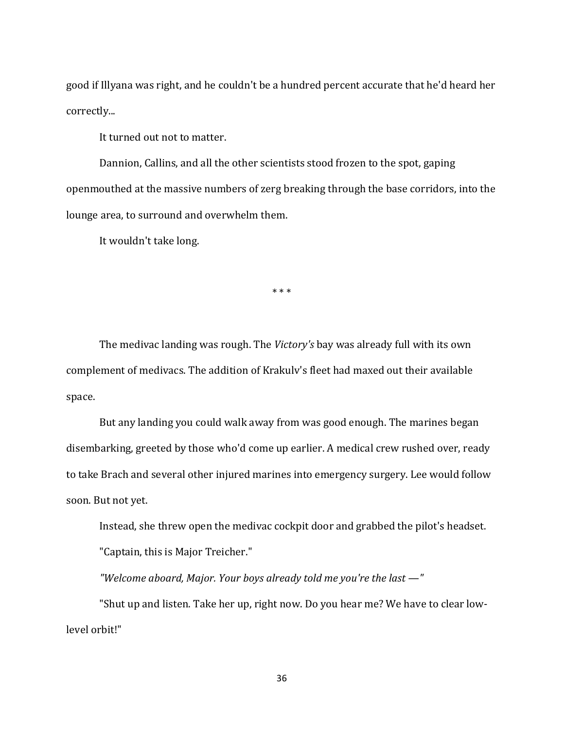good if Illyana was right, and he couldn't be a hundred percent accurate that he'd heard her correctly...

It turned out not to matter.

Dannion, Callins, and all the other scientists stood frozen to the spot, gaping openmouthed at the massive numbers of zerg breaking through the base corridors, into the lounge area, to surround and overwhelm them.

It wouldn't take long.

\* \* \*

The medivac landing was rough. The *Victory's* bay was already full with its own complement of medivacs. The addition of Krakulv's fleet had maxed out their available space.

But any landing you could walk away from was good enough. The marines began disembarking, greeted by those who'd come up earlier. A medical crew rushed over, ready to take Brach and several other injured marines into emergency surgery. Lee would follow soon. But not yet.

Instead, she threw open the medivac cockpit door and grabbed the pilot's headset.

"Captain, this is Major Treicher."

*"Welcome aboard, Major. Your boys already told me you're the last —"*

"Shut up and listen. Take her up, right now. Do you hear me? We have to clear low-level orbit!"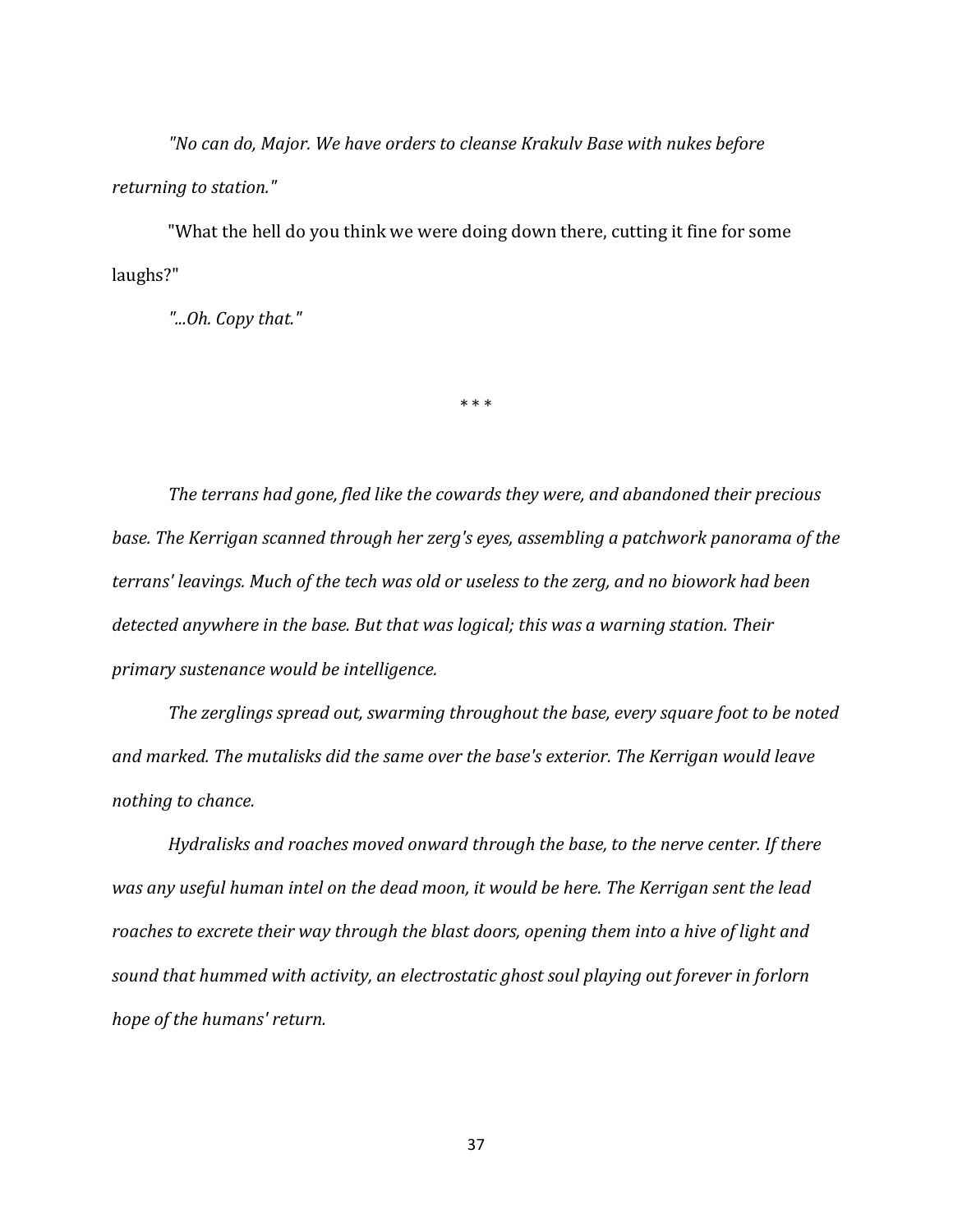*"No can do, Major. We have orders to cleanse Krakulv Base with nukes before returning to station."*

"What the hell do you think we were doing down there, cutting it fine for some laughs?"

*"...Oh. Copy that."*

\* \* \*

*The terrans had gone, fled like the cowards they were, and abandoned their precious base. The Kerrigan scanned through her zerg's eyes, assembling a patchwork panorama of the terrans' leavings. Much of the tech was old or useless to the zerg, and no biowork had been detected anywhere in the base. But that was logical; this was a warning station. Their primary sustenance would be intelligence.*

*The zerglings spread out, swarming throughout the base, every square foot to be noted and marked. The mutalisks did the same over the base's exterior. The Kerrigan would leave nothing to chance.*

*Hydralisks and roaches moved onward through the base, to the nerve center. If there was any useful human intel on the dead moon, it would be here. The Kerrigan sent the lead roaches to excrete their way through the blast doors, opening them into a hive of light and sound that hummed with activity, an electrostatic ghost soul playing out forever in forlorn hope of the humans' return.*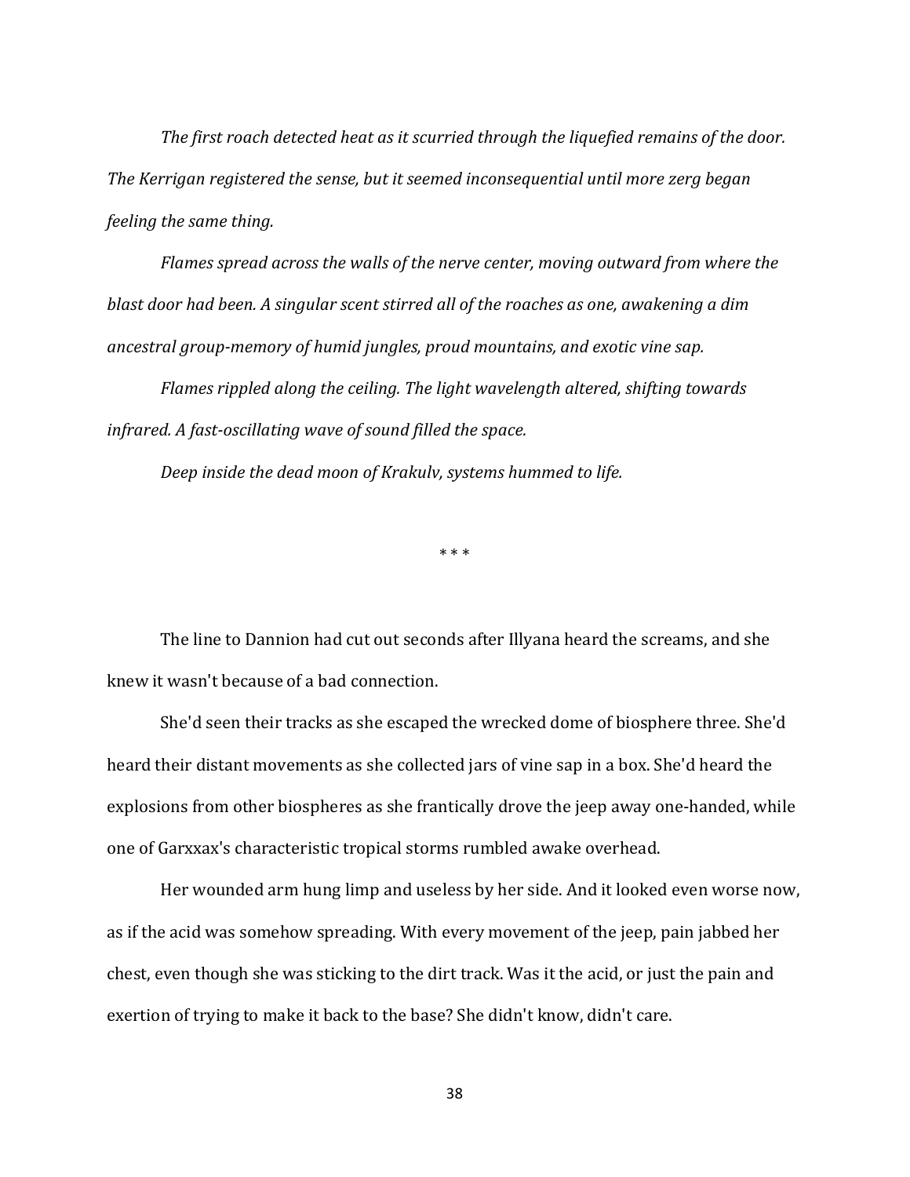*The first roach detected heat as it scurried through the liquefied remains of the door. The Kerrigan registered the sense, but it seemed inconsequential until more zerg began feeling the same thing.*

*Flames spread across the walls of the nerve center, moving outward from where the blast door had been. A singular scent stirred all of the roaches as one, awakening a dim ancestral group-memory of humid jungles, proud mountains, and exotic vine sap.*

*Flames rippled along the ceiling. The light wavelength altered, shifting towards infrared. A fast-oscillating wave of sound filled the space.*

*Deep inside the dead moon of Krakulv, systems hummed to life.*

\* \* \*

The line to Dannion had cut out seconds after Illyana heard the screams, and she knew it wasn't because of a bad connection.

She'd seen their tracks as she escaped the wrecked dome of biosphere three. She'd heard their distant movements as she collected jars of vine sap in a box. She'd heard the explosions from other biospheres as she frantically drove the jeep away one-handed, while one of Garxxax's characteristic tropical storms rumbled awake overhead.

Her wounded arm hung limp and useless by her side. And it looked even worse now, as if the acid was somehow spreading. With every movement of the jeep, pain jabbed her chest, even though she was sticking to the dirt track. Was it the acid, or just the pain and exertion of trying to make it back to the base? She didn't know, didn't care.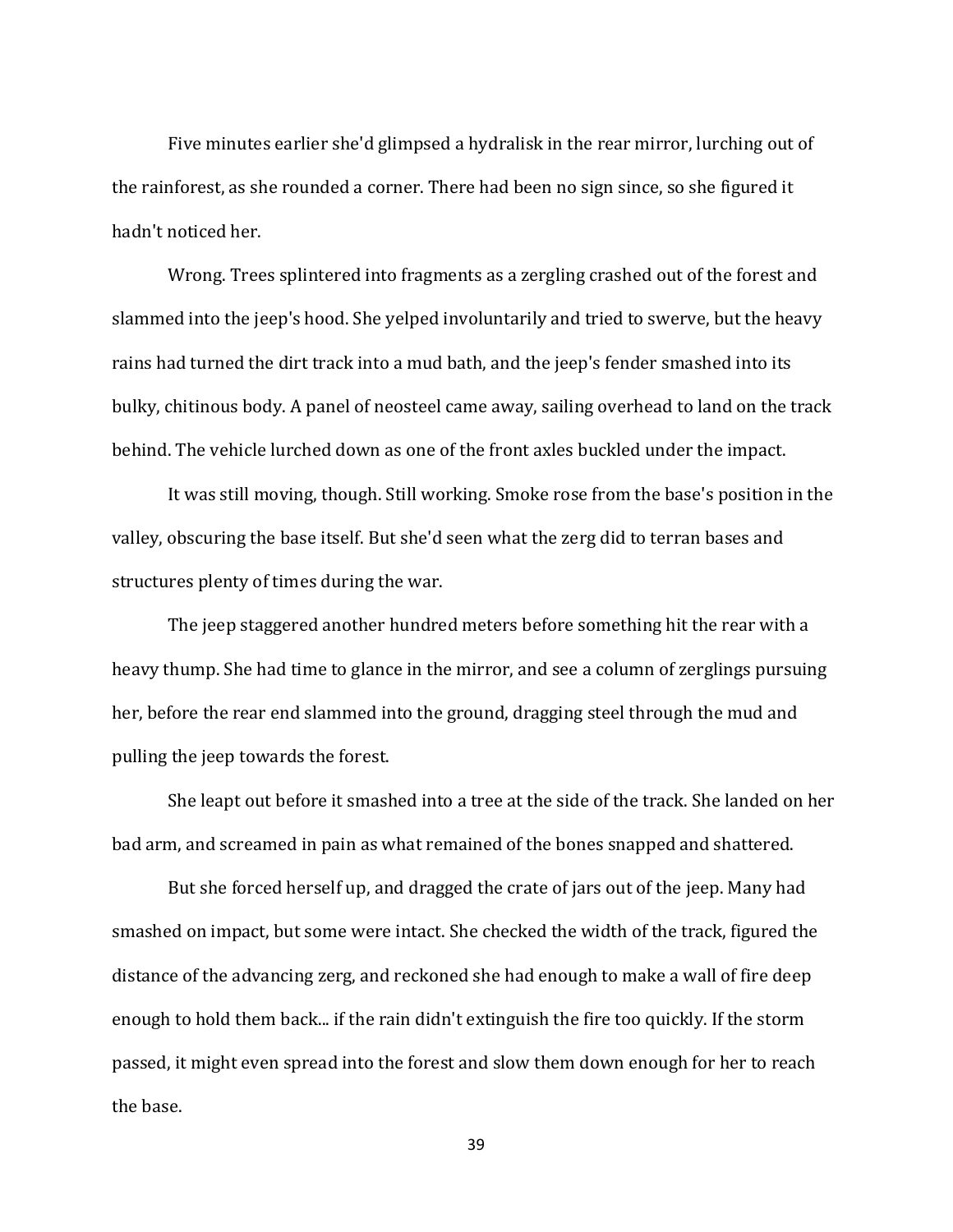Five minutes earlier she'd glimpsed a hydralisk in the rear mirror, lurching out of the rainforest, as she rounded a corner. There had been no sign since, so she figured it hadn't noticed her.

Wrong. Trees splintered into fragments as a zergling crashed out of the forest and slammed into the jeep's hood. She yelped involuntarily and tried to swerve, but the heavy rains had turned the dirt track into a mud bath, and the jeep's fender smashed into its bulky, chitinous body. A panel of neosteel came away, sailing overhead to land on the track behind. The vehicle lurched down as one of the front axles buckled under the impact.

It was still moving, though. Still working. Smoke rose from the base's position in the valley, obscuring the base itself. But she'd seen what the zerg did to terran bases and structures plenty of times during the war.

The jeep staggered another hundred meters before something hit the rear with a heavy thump. She had time to glance in the mirror, and see a column of zerglings pursuing her, before the rear end slammed into the ground, dragging steel through the mud and pulling the jeep towards the forest.

She leapt out before it smashed into a tree at the side of the track. She landed on her bad arm, and screamed in pain as what remained of the bones snapped and shattered.

But she forced herself up, and dragged the crate of jars out of the jeep. Many had smashed on impact, but some were intact. She checked the width of the track, figured the distance of the advancing zerg, and reckoned she had enough to make a wall of fire deep enough to hold them back... if the rain didn't extinguish the fire too quickly. If the storm passed, it might even spread into the forest and slow them down enough for her to reach the base.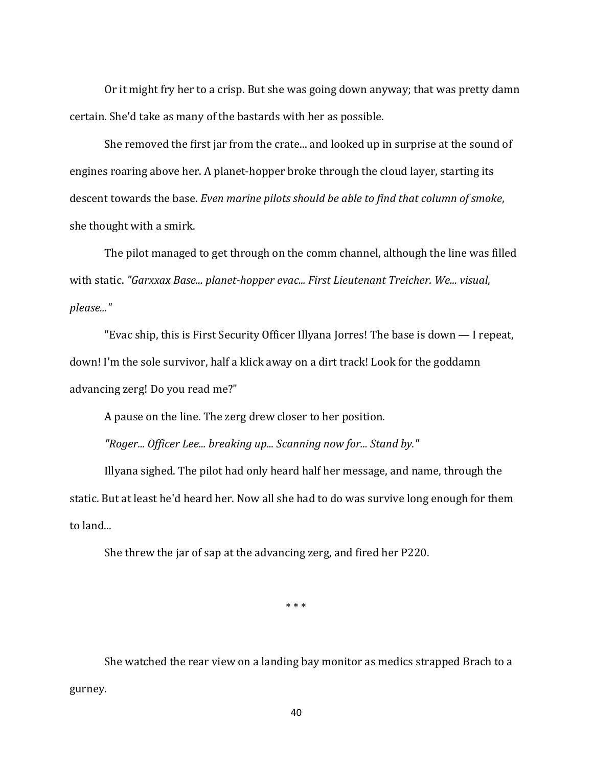Or it might fry her to a crisp. But she was going down anyway; that was pretty damn certain. She'd take as many of the bastards with her as possible.

She removed the first jar from the crate... and looked up in surprise at the sound of engines roaring above her. A planet-hopper broke through the cloud layer, starting its descent towards the base. *Even marine pilots should be able to find that column of smoke*, she thought with a smirk.

The pilot managed to get through on the comm channel, although the line was filled with static. *"Garxxax Base... planet-hopper evac... First Lieutenant Treicher. We... visual, please..."*

"Evac ship, this is First Security Officer Illyana Jorres! The base is down — I repeat, down! I'm the sole survivor, half a klick away on a dirt track! Look for the goddamn advancing zerg! Do you read me?"

A pause on the line. The zerg drew closer to her position.

*"Roger... Officer Lee... breaking up... Scanning now for... Stand by."*

Illyana sighed. The pilot had only heard half her message, and name, through the static. But at least he'd heard her. Now all she had to do was survive long enough for them to land...

She threw the jar of sap at the advancing zerg, and fired her P220.

\* \* \*

She watched the rear view on a landing bay monitor as medics strapped Brach to a gurney.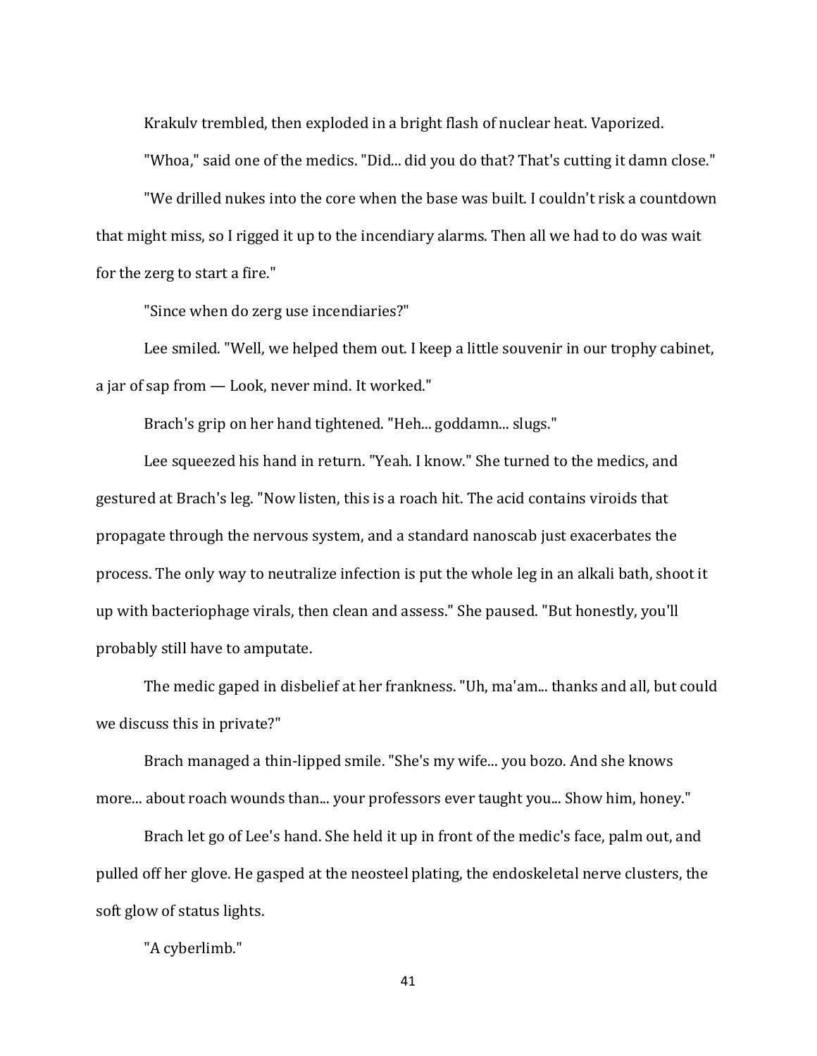Krakulv trembled, then exploded in a bright flash of nuclear heat. Vaporized.

"Whoa," said one of the medics. "Did... did you do that? That's cutting it damn close."

"We drilled nukes into the core when the base was built. I couldn't risk a countdown that might miss, so I rigged it up to the incendiary alarms. Then all we had to do was wait for the zerg to start a fire."

"Since when do zerg use incendiaries?"

Lee smiled. "Well, we helped them out. I keep a little souvenir in our trophy cabinet, a jar of sap from — Look, never mind. It worked."

Brach's grip on her hand tightened. "Heh... goddamn... slugs."

Lee squeezed his hand in return. "Yeah. I know." She turned to the medics, and gestured at Brach's leg. "Now listen, this is a roach hit. The acid contains viroids that propagate through the nervous system, and a standard nanoscab just exacerbates the process. The only way to neutralize infection is put the whole leg in an alkali bath, shoot it up with bacteriophage virals, then clean and assess." She paused. "But honestly, you'll probably still have to amputate.

The medic gaped in disbelief at her frankness. "Uh, ma'am... thanks and all, but could we discuss this in private?"

Brach managed a thin-lipped smile. "She's my wife... you bozo. And she knows more... about roach wounds than... your professors ever taught you... Show him, honey."

Brach let go of Lee's hand. She held it up in front of the medic's face, palm out, and pulled off her glove. He gasped at the neosteel plating, the endoskeletal nerve clusters, the soft glow of status lights.

"A cyberlimb."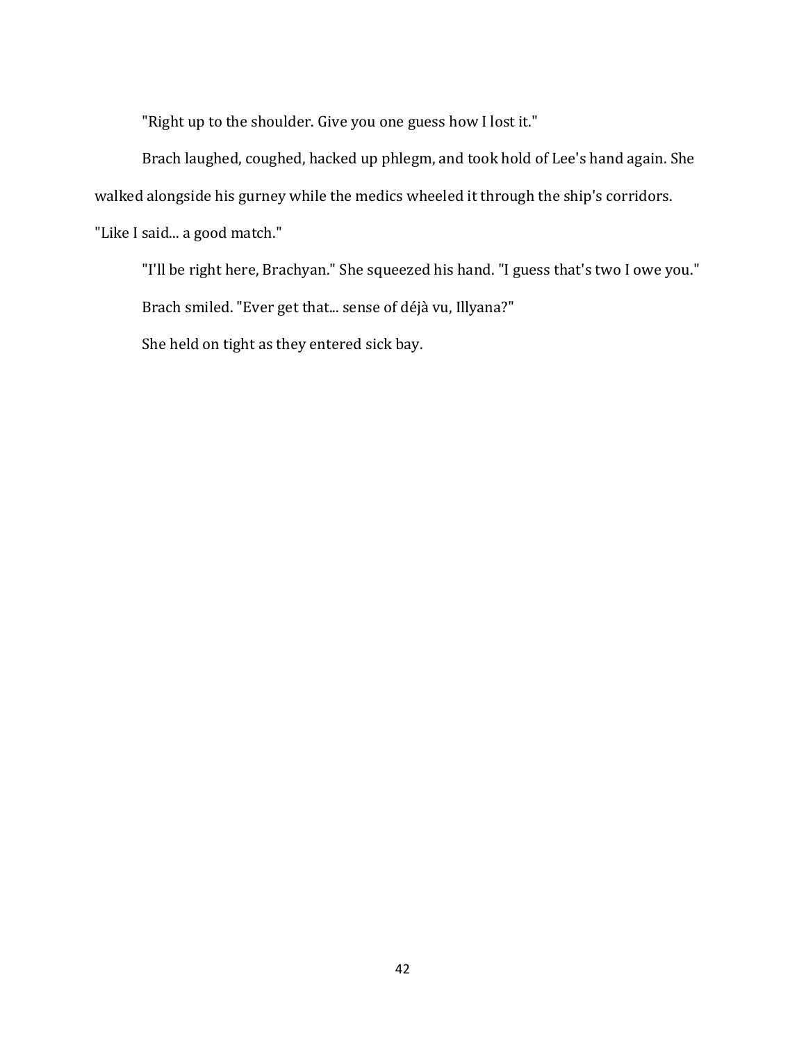"Right up to the shoulder. Give you one guess how I lost it."

Brach laughed, coughed, hacked up phlegm, and took hold of Lee's hand again. She walked alongside his gurney while the medics wheeled it through the ship's corridors. "Like I said... a good match."

"I'll be right here, Brachyan." She squeezed his hand. "I guess that's two I owe you."

Brach smiled. "Ever get that... sense of déjà vu, Illyana?"

She held on tight as they entered sick bay.